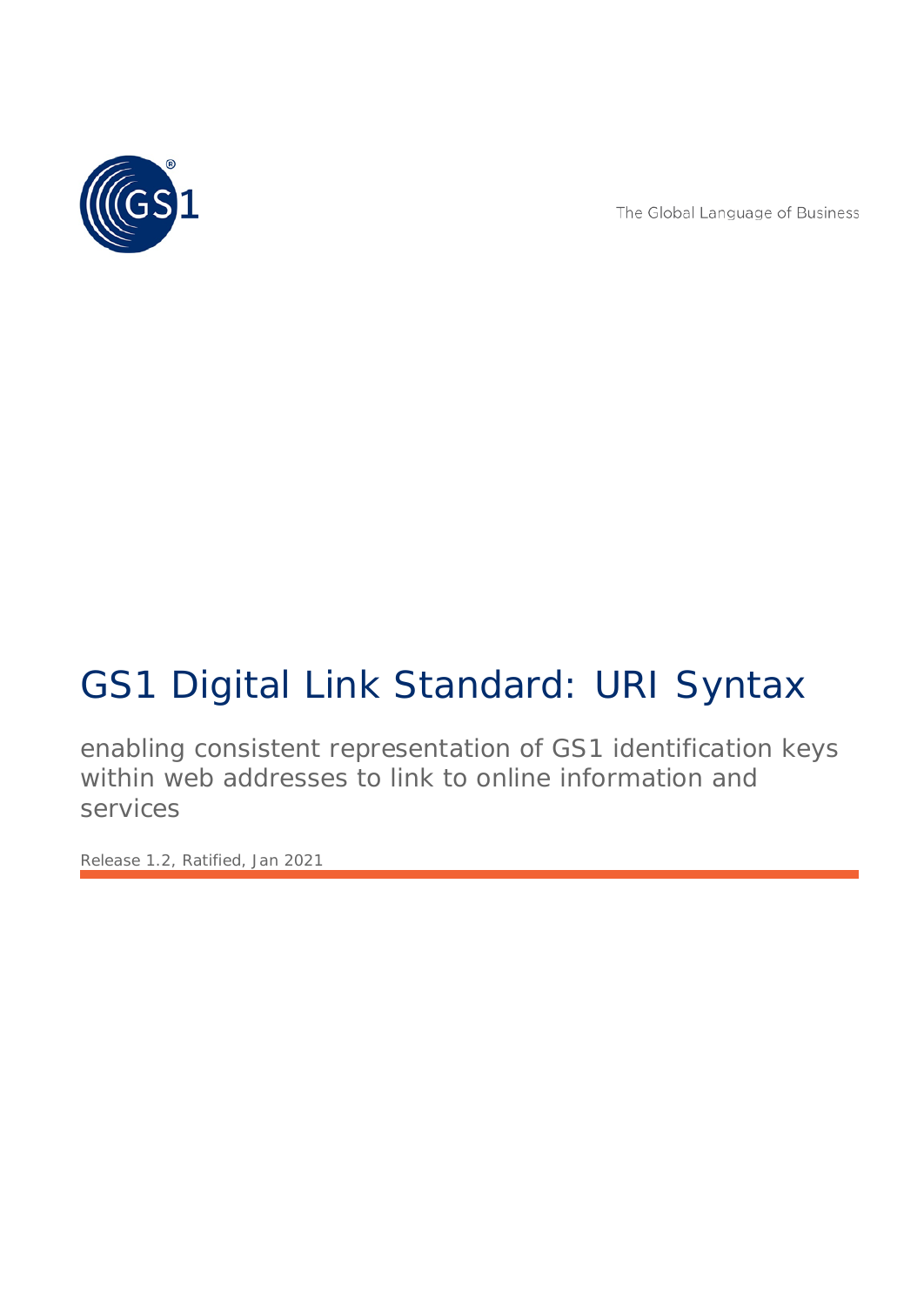The Global Language of Business

# GS1 Digital Link Standard: URI Syntax

enabling consistent representation of GS1 identification keys within web addresses to link to online information and services

Release 1.2, Ratified, Jan 2021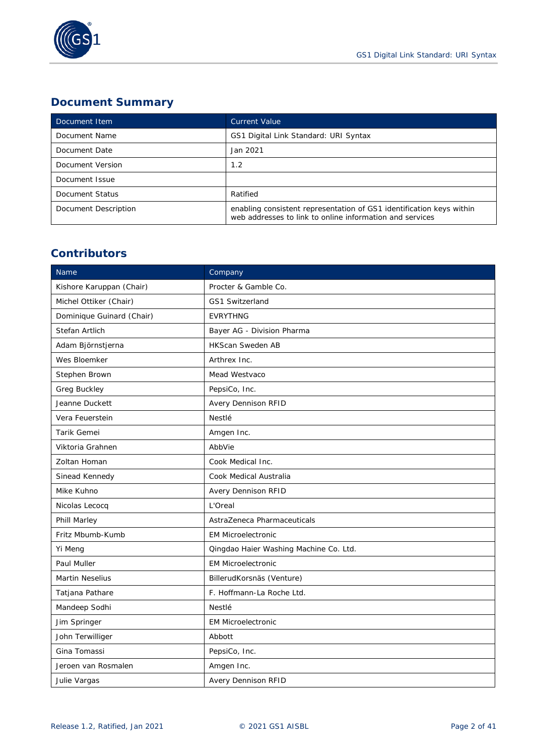## Document Summary

| Document Item | Current Value |
| --- | --- |
| Document Name | GS1 Digital Link Standard: URI Syntax |
| Document Date | Jan 2021 |
| Document Version | 1.2 |
| Document Issue | |
| Document Status | Ratified |
| Document Description | enabling consistent representation of GS1 identification keys within web addresses to link to online information and services |

## Contributors

| Name | Company |
| --- | --- |
| Kishore Karuppan (Chair) | Procter & Gamble Co. |
| Michel Ottiker (Chair) | GS1 Switzerland |
| Dominique Guinard (Chair) | EVRYTHNG |
| Stefan Artlich | Bayer AG - Division Pharma |
| Adam Björnstjerna | HKScan Sweden AB |
| Wes Bloemker | Arthrex Inc. |
| Stephen Brown | Mead Westvaco |
| Greg Buckley | PepsiCo, Inc. |
| Jeanne Duckett | Avery Dennison RFID |
| Vera Feuerstein | Nestlé |
| Tarik Gemei | Amgen Inc. |
| Viktoria Grahnen | AbbVie |
| Zoltan Homan | Cook Medical Inc. |
| Sinead Kennedy | Cook Medical Australia |
| Mike Kuhno | Avery Dennison RFID |
| Nicolas Lecocq | L'Oreal |
| Phill Marley | AstraZeneca Pharmaceuticals |
| Fritz Mbumb-Kumb | EM Microelectronic |
| Yi Meng | Qingdao Haier Washing Machine Co. Ltd. |
| Paul Muller | EM Microelectronic |
| Martin Neselius | BillerudKorsnäs (Venture) |
| Tatjana Pathare | F. Hoffmann-La Roche Ltd. |
| Mandeep Sodhi | Nestlé |
| Jim Springer | EM Microelectronic |
| John Terwilliger | Abbott |
| Gina Tomassi | PepsiCo, Inc. |
| Jeroen van Rosmalen | Amgen Inc. |
| Julie Vargas | Avery Dennison RFID |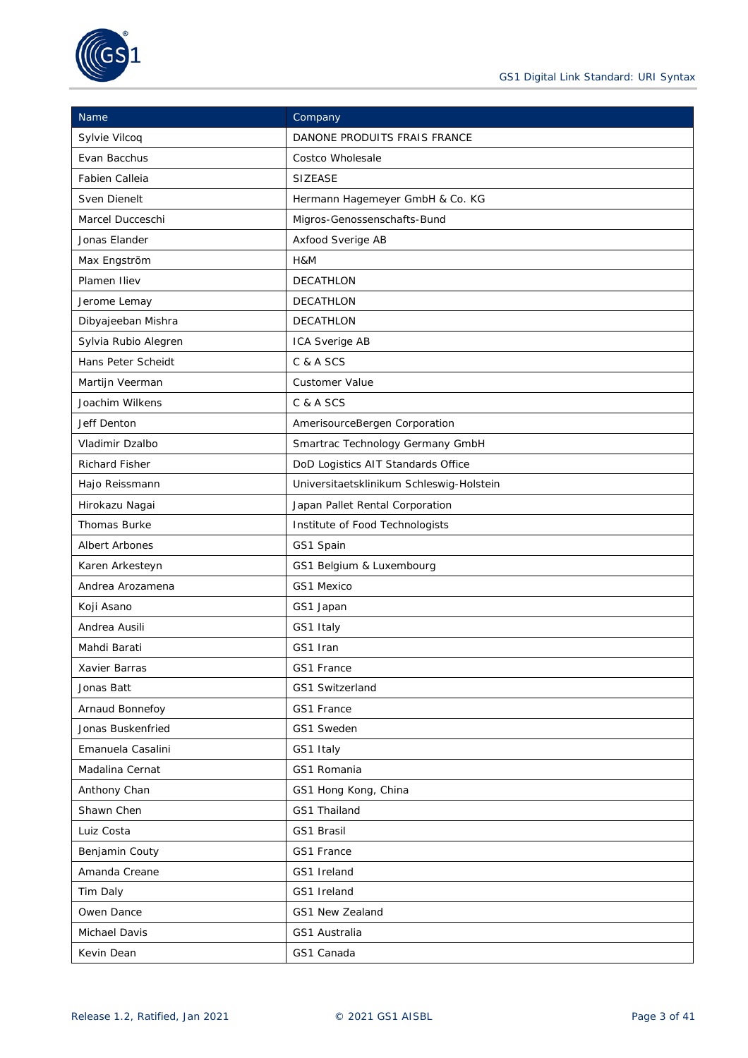| Name | Company |
| --- | --- |
| Sylvie Vilcoq | DANONE PRODUITS FRAIS FRANCE |
| Evan Bacchus | Costco Wholesale |
| Fabien Calleia | SIZEASE |
| Sven Dienelt | Hermann Hagemeyer GmbH & Co. KG |
| Marcel Ducceschi | Migros-Genossenschafts-Bund |
| Jonas Elander | Axfood Sverige AB |
| Max Engström | H&M |
| Plamen Iliev | DECATHLON |
| Jerome Lemay | DECATHLON |
| Dibyajeeban Mishra | DECATHLON |
| Sylvia Rubio Alegren | ICA Sverige AB |
| Hans Peter Scheidt | C & A SCS |
| Martijn Veerman | Customer Value |
| Joachim Wilkens | C & A SCS |
| Jeff Denton | AmerisourceBergen Corporation |
| Vladimir Dzalbo | Smartrac Technology Germany GmbH |
| Richard Fisher | DoD Logistics AIT Standards Office |
| Hajo Reissmann | Universitaetsklinikum Schleswig-Holstein |
| Hirokazu Nagai | Japan Pallet Rental Corporation |
| Thomas Burke | Institute of Food Technologists |
| Albert Arbones | GS1 Spain |
| Karen Arkesteyn | GS1 Belgium & Luxembourg |
| Andrea Arozamena | GS1 Mexico |
| Koji Asano | GS1 Japan |
| Andrea Ausili | GS1 Italy |
| Mahdi Barati | GS1 Iran |
| Xavier Barras | GS1 France |
| Jonas Batt | GS1 Switzerland |
| Arnaud Bonnefoy | GS1 France |
| Jonas Buskenfried | GS1 Sweden |
| Emanuela Casalini | GS1 Italy |
| Madalina Cernat | GS1 Romania |
| Anthony Chan | GS1 Hong Kong, China |
| Shawn Chen | GS1 Thailand |
| Luiz Costa | GS1 Brasil |
| Benjamin Couty | GS1 France |
| Amanda Creane | GS1 Ireland |
| Tim Daly | GS1 Ireland |
| Owen Dance | GS1 New Zealand |
| Michael Davis | GS1 Australia |
| Kevin Dean | GS1 Canada |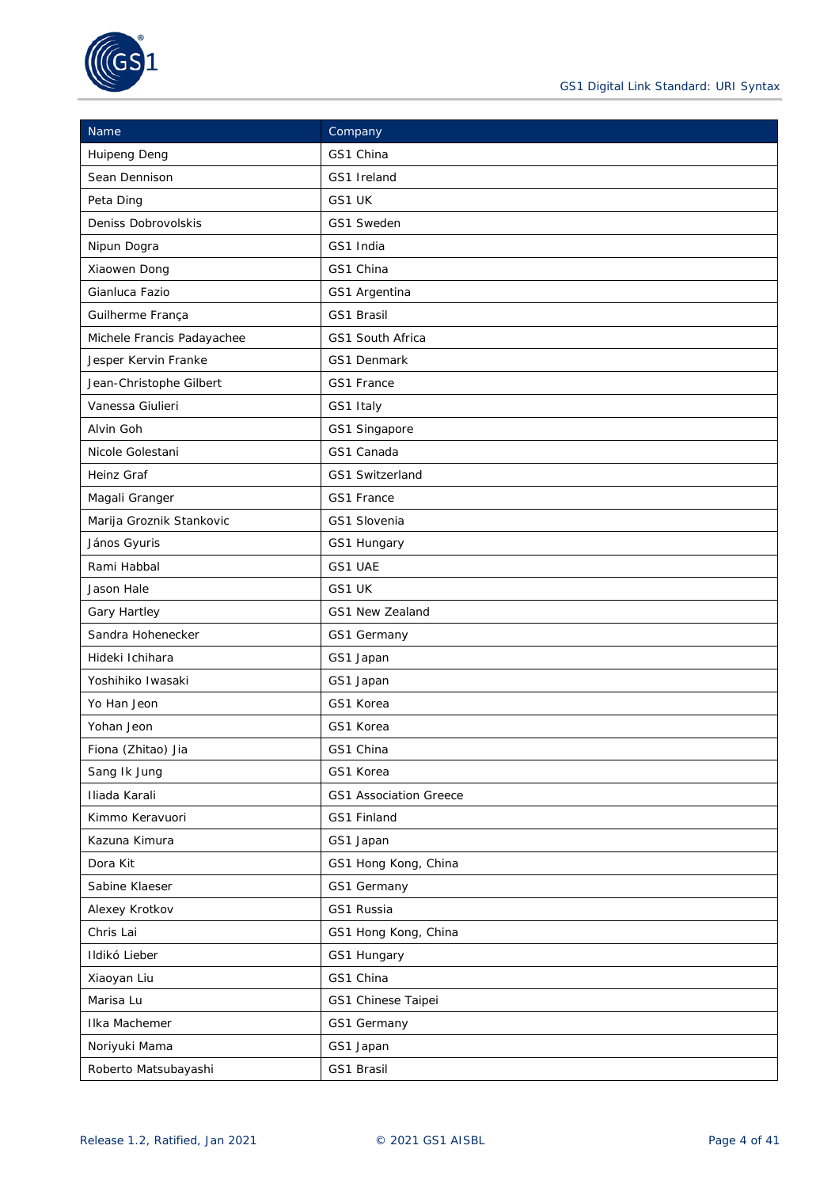| Name | Company |
| --- | --- |
| Huipeng Deng | GS1 China |
| Sean Dennison | GS1 Ireland |
| Peta Ding | GS1 UK |
| Deniss Dobrovolskis | GS1 Sweden |
| Nipun Dogra | GS1 India |
| Xiaowen Dong | GS1 China |
| Gianluca Fazio | GS1 Argentina |
| Guilherme França | GS1 Brasil |
| Michele Francis Padayachee | GS1 South Africa |
| Jesper Kervin Franke | GS1 Denmark |
| Jean-Christophe Gilbert | GS1 France |
| Vanessa Giulieri | GS1 Italy |
| Alvin Goh | GS1 Singapore |
| Nicole Golestani | GS1 Canada |
| Heinz Graf | GS1 Switzerland |
| Magali Granger | GS1 France |
| Marija Groznik Stankovic | GS1 Slovenia |
| János Gyuris | GS1 Hungary |
| Rami Habbal | GS1 UAE |
| Jason Hale | GS1 UK |
| Gary Hartley | GS1 New Zealand |
| Sandra Hohenecker | GS1 Germany |
| Hideki Ichihara | GS1 Japan |
| Yoshihiko Iwasaki | GS1 Japan |
| Yo Han Jeon | GS1 Korea |
| Yohan Jeon | GS1 Korea |
| Fiona (Zhitao) Jia | GS1 China |
| Sang Ik Jung | GS1 Korea |
| Iliada Karali | GS1 Association Greece |
| Kimmo Keravuori | GS1 Finland |
| Kazuna Kimura | GS1 Japan |
| Dora Kit | GS1 Hong Kong, China |
| Sabine Klaeser | GS1 Germany |
| Alexey Krotkov | GS1 Russia |
| Chris Lai | GS1 Hong Kong, China |
| Ildikó Lieber | GS1 Hungary |
| Xiaoyan Liu | GS1 China |
| Marisa Lu | GS1 Chinese Taipei |
| Ilka Machemer | GS1 Germany |
| Noriyuki Mama | GS1 Japan |
| Roberto Matsubayashi | GS1 Brasil |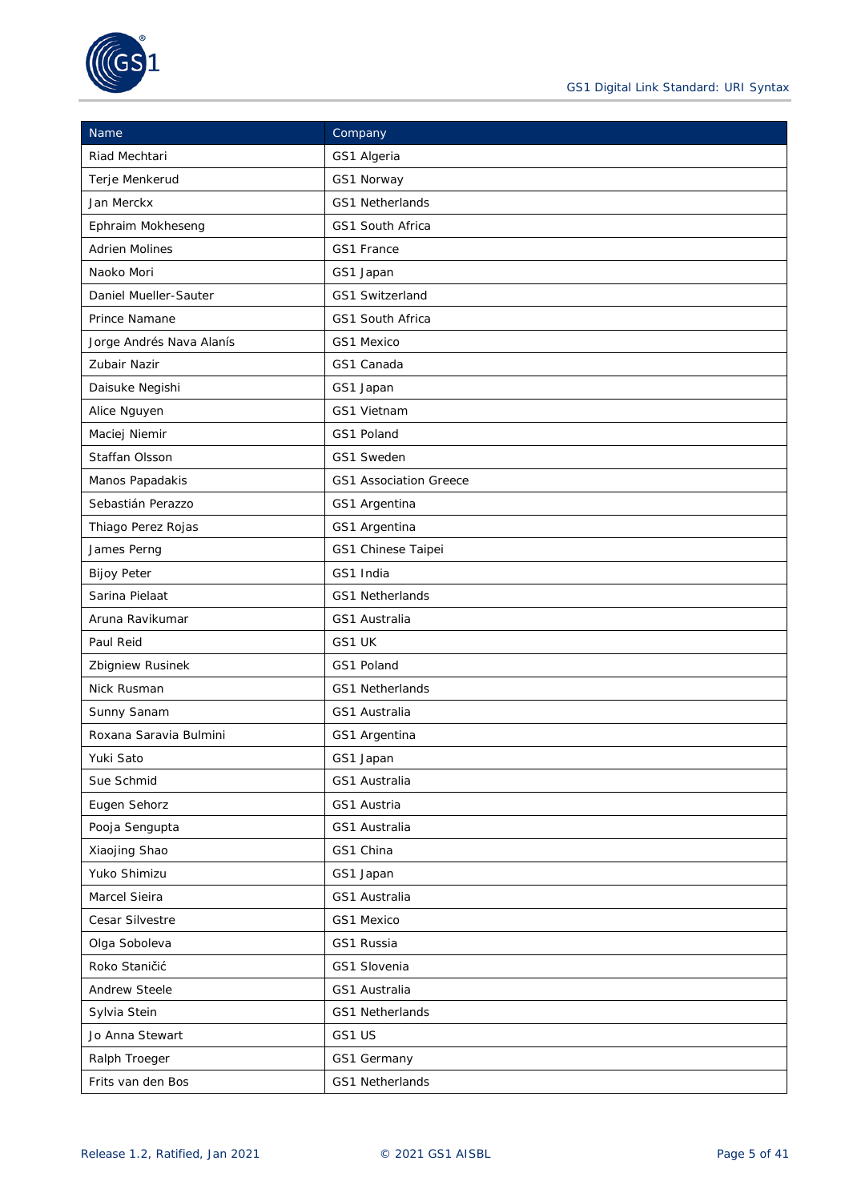| Name | Company |
| --- | --- |
| Riad Mechtari | GS1 Algeria |
| Terje Menkerud | GS1 Norway |
| Jan Merckx | GS1 Netherlands |
| Ephraim Mokheseng | GS1 South Africa |
| Adrien Molines | GS1 France |
| Naoko Mori | GS1 Japan |
| Daniel Mueller-Sauter | GS1 Switzerland |
| Prince Namane | GS1 South Africa |
| Jorge Andrés Nava Alanís | GS1 Mexico |
| Zubair Nazir | GS1 Canada |
| Daisuke Negishi | GS1 Japan |
| Alice Nguyen | GS1 Vietnam |
| Maciej Niemir | GS1 Poland |
| Staffan Olsson | GS1 Sweden |
| Manos Papadakis | GS1 Association Greece |
| Sebastián Perazzo | GS1 Argentina |
| Thiago Perez Rojas | GS1 Argentina |
| James Perng | GS1 Chinese Taipei |
| Bijoy Peter | GS1 India |
| Sarina Pielaat | GS1 Netherlands |
| Aruna Ravikumar | GS1 Australia |
| Paul Reid | GS1 UK |
| Zbigniew Rusinek | GS1 Poland |
| Nick Rusman | GS1 Netherlands |
| Sunny Sanam | GS1 Australia |
| Roxana Saravia Bulmini | GS1 Argentina |
| Yuki Sato | GS1 Japan |
| Sue Schmid | GS1 Australia |
| Eugen Sehorz | GS1 Austria |
| Pooja Sengupta | GS1 Australia |
| Xiaojing Shao | GS1 China |
| Yuko Shimizu | GS1 Japan |
| Marcel Sieira | GS1 Australia |
| Cesar Silvestre | GS1 Mexico |
| Olga Soboleva | GS1 Russia |
| Roko Staničić | GS1 Slovenia |
| Andrew Steele | GS1 Australia |
| Sylvia Stein | GS1 Netherlands |
| Jo Anna Stewart | GS1 US |
| Ralph Troeger | GS1 Germany |
| Frits van den Bos | GS1 Netherlands |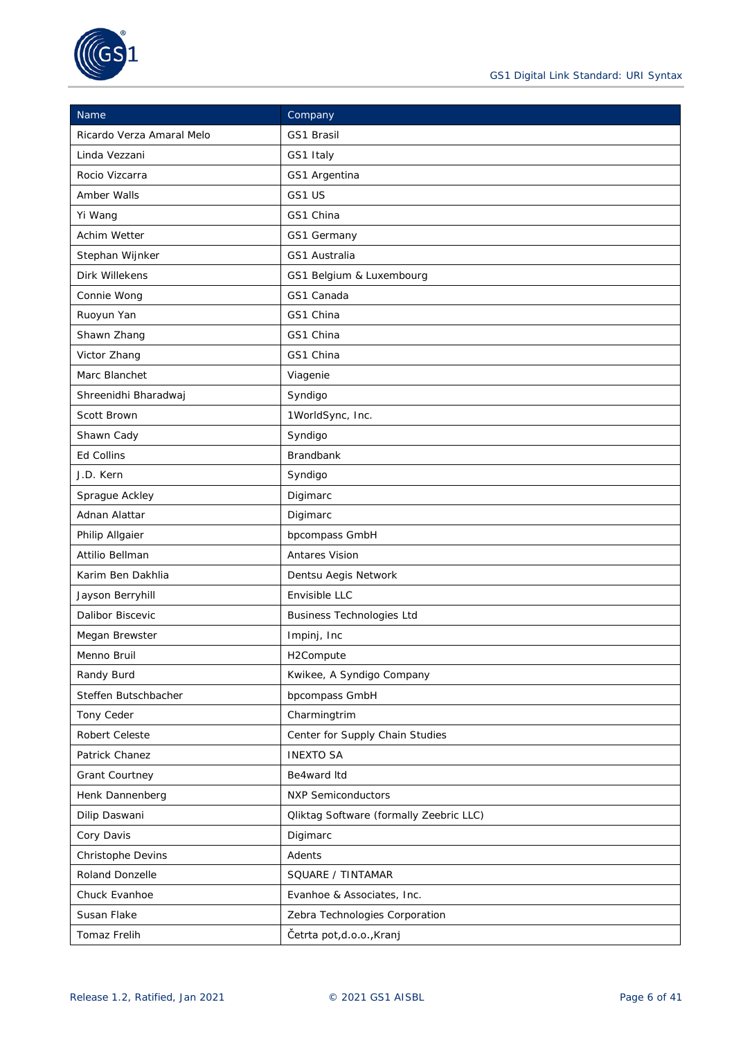| Name | Company |
| --- | --- |
| Ricardo Verza Amaral Melo | GS1 Brasil |
| Linda Vezzani | GS1 Italy |
| Rocio Vizcarra | GS1 Argentina |
| Amber Walls | GS1 US |
| Yi Wang | GS1 China |
| Achim Wetter | GS1 Germany |
| Stephan Wijnker | GS1 Australia |
| Dirk Willekens | GS1 Belgium & Luxembourg |
| Connie Wong | GS1 Canada |
| Ruoyun Yan | GS1 China |
| Shawn Zhang | GS1 China |
| Victor Zhang | GS1 China |
| Marc Blanchet | Viagenie |
| Shreenidhi Bharadwaj | Syndigo |
| Scott Brown | 1WorldSync, Inc. |
| Shawn Cady | Syndigo |
| Ed Collins | Brandbank |
| J.D. Kern | Syndigo |
| Sprague Ackley | Digimarc |
| Adnan Alattar | Digimarc |
| Philip Allgaier | bpcompass GmbH |
| Attilio Bellman | Antares Vision |
| Karim Ben Dakhlia | Dentsu Aegis Network |
| Jayson Berryhill | Envisible LLC |
| Dalibor Biscevic | Business Technologies Ltd |
| Megan Brewster | Impinj, Inc |
| Menno Bruil | H2Compute |
| Randy Burd | Kwikee, A Syndigo Company |
| Steffen Butschbacher | bpcompass GmbH |
| Tony Ceder | Charmingtrim |
| Robert Celeste | Center for Supply Chain Studies |
| Patrick Chanez | INEXTO SA |
| Grant Courtney | Be4ward ltd |
| Henk Dannenberg | NXP Semiconductors |
| Dilip Daswani | Qliktag Software (formally Zeebric LLC) |
| Cory Davis | Digimarc |
| Christophe Devins | Adents |
| Roland Donzelle | SQUARE / TINTAMAR |
| Chuck Evanhoe | Evanhoe & Associates, Inc. |
| Susan Flake | Zebra Technologies Corporation |
| Tomaz Frelih | Četrta pot,d.o.o.,Kranj |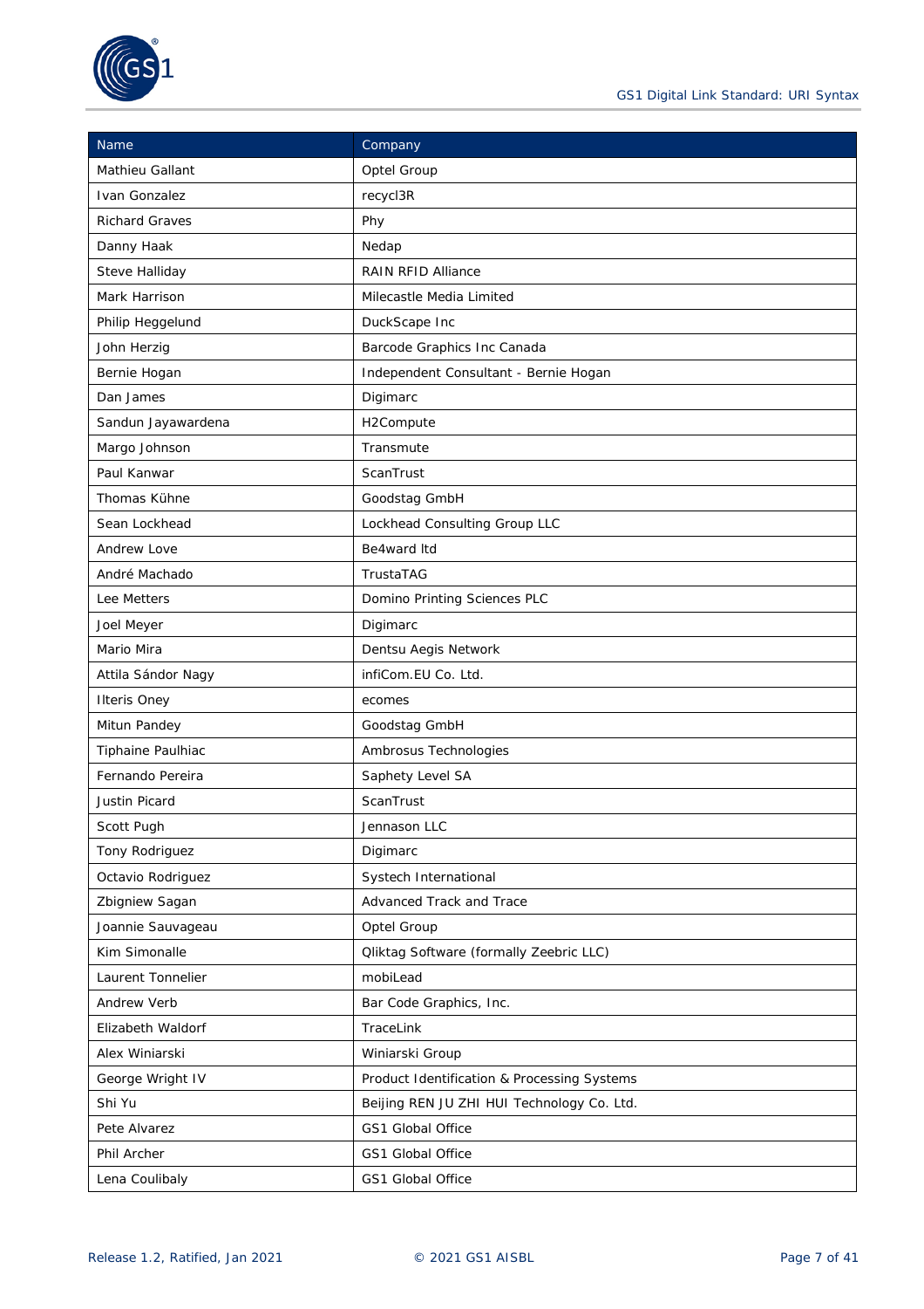| Name | Company |
| --- | --- |
| Mathieu Gallant | Optel Group |
| Ivan Gonzalez | recycl3R |
| Richard Graves | Phy |
| Danny Haak | Nedap |
| Steve Halliday | RAIN RFID Alliance |
| Mark Harrison | Milecastle Media Limited |
| Philip Heggelund | DuckScape Inc |
| John Herzig | Barcode Graphics Inc Canada |
| Bernie Hogan | Independent Consultant - Bernie Hogan |
| Dan James | Digimarc |
| Sandun Jayawardena | H2Compute |
| Margo Johnson | Transmute |
| Paul Kanwar | ScanTrust |
| Thomas Kühne | Goodstag GmbH |
| Sean Lockhead | Lockhead Consulting Group LLC |
| Andrew Love | Be4ward ltd |
| André Machado | TrustaTAG |
| Lee Metters | Domino Printing Sciences PLC |
| Joel Meyer | Digimarc |
| Mario Mira | Dentsu Aegis Network |
| Attila Sándor Nagy | infiCom.EU Co. Ltd. |
| Ilteris Oney | ecomes |
| Mitun Pandey | Goodstag GmbH |
| Tiphaine Paulhiac | Ambrosus Technologies |
| Fernando Pereira | Saphety Level SA |
| Justin Picard | ScanTrust |
| Scott Pugh | Jennason LLC |
| Tony Rodriguez | Digimarc |
| Octavio Rodriguez | Systech International |
| Zbigniew Sagan | Advanced Track and Trace |
| Joannie Sauvageau | Optel Group |
| Kim Simonalle | Qliktag Software (formally Zeebric LLC) |
| Laurent Tonnelier | mobiLead |
| Andrew Verb | Bar Code Graphics, Inc. |
| Elizabeth Waldorf | TraceLink |
| Alex Winiarski | Winiarski Group |
| George Wright IV | Product Identification & Processing Systems |
| Shi Yu | Beijing REN JU ZHI HUI Technology Co. Ltd. |
| Pete Alvarez | GS1 Global Office |
| Phil Archer | GS1 Global Office |
| Lena Coulibaly | GS1 Global Office |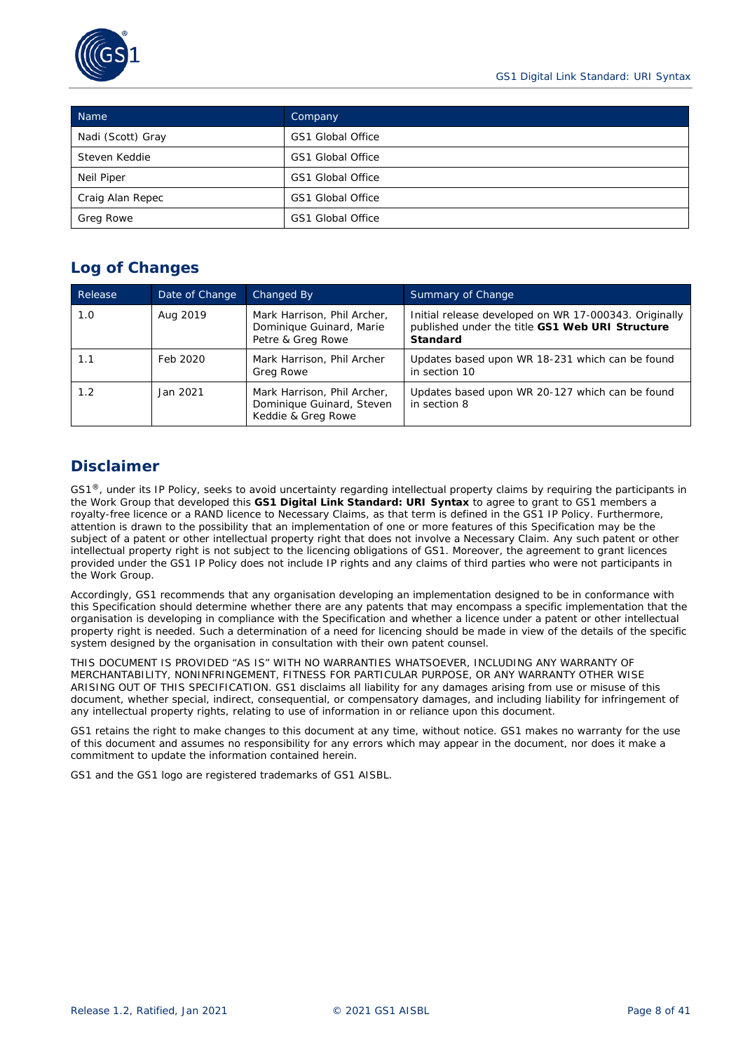| Name | Company |
|---|---|
| Nadi (Scott) Gray | GS1 Global Office |
| Steven Keddie | GS1 Global Office |
| Neil Piper | GS1 Global Office |
| Craig Alan Repec | GS1 Global Office |
| Greg Rowe | GS1 Global Office |

## Log of Changes

| Release | Date of Change | Changed By | Summary of Change |
|---|---|---|---|
| 1.0 | Aug 2019 | Mark Harrison, Phil Archer, Dominique Guinard, Marie Petre & Greg Rowe | Initial release developed on WR 17-000343. Originally published under the title **GS1 Web URI Structure Standard** |
| 1.1 | Feb 2020 | Mark Harrison, Phil Archer Greg Rowe | Updates based upon WR 18-231 which can be found in section 10 |
| 1.2 | Jan 2021 | Mark Harrison, Phil Archer, Dominique Guinard, Steven Keddie & Greg Rowe | Updates based upon WR 20-127 which can be found in section 8 |

## Disclaimer

GS1®, under its IP Policy, seeks to avoid uncertainty regarding intellectual property claims by requiring the participants in the Work Group that developed this **GS1 Digital Link Standard: URI Syntax** to agree to grant to GS1 members a royalty-free licence or a RAND licence to Necessary Claims, as that term is defined in the GS1 IP Policy. Furthermore, attention is drawn to the possibility that an implementation of one or more features of this Specification may be the subject of a patent or other intellectual property right that does not involve a Necessary Claim. Any such patent or other intellectual property right is not subject to the licencing obligations of GS1. Moreover, the agreement to grant licences provided under the GS1 IP Policy does not include IP rights and any claims of third parties who were not participants in the Work Group.

Accordingly, GS1 recommends that any organisation developing an implementation designed to be in conformance with this Specification should determine whether there are any patents that may encompass a specific implementation that the organisation is developing in compliance with the Specification and whether a licence under a patent or other intellectual property right is needed. Such a determination of a need for licencing should be made in view of the details of the specific system designed by the organisation in consultation with their own patent counsel.

THIS DOCUMENT IS PROVIDED "AS IS" WITH NO WARRANTIES WHATSOEVER, INCLUDING ANY WARRANTY OF MERCHANTABILITY, NONINFRINGEMENT, FITNESS FOR PARTICULAR PURPOSE, OR ANY WARRANTY OTHER WISE ARISING OUT OF THIS SPECIFICATION. GS1 disclaims all liability for any damages arising from use or misuse of this document, whether special, indirect, consequential, or compensatory damages, and including liability for infringement of any intellectual property rights, relating to use of information in or reliance upon this document.

GS1 retains the right to make changes to this document at any time, without notice. GS1 makes no warranty for the use of this document and assumes no responsibility for any errors which may appear in the document, nor does it make a commitment to update the information contained herein.

GS1 and the GS1 logo are registered trademarks of GS1 AISBL.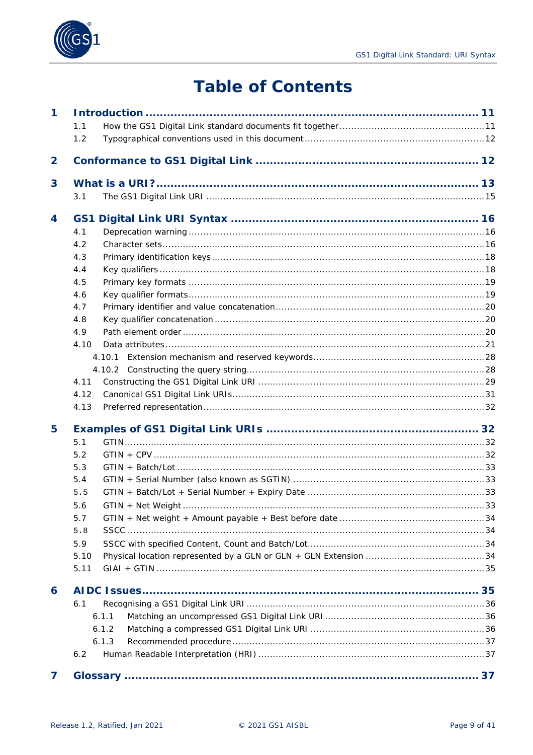# Table of Contents

**1 Introduction ... 11**

- 1.1 How the GS1 Digital Link standard documents fit together ... 11
- 1.2 Typographical conventions used in this document ... 12

**2 Conformance to GS1 Digital Link ... 12**

**3 What is a URI? ... 13**

- 3.1 The GS1 Digital Link URI ... 15

**4 GS1 Digital Link URI Syntax ... 16**

- 4.1 Deprecation warning ... 16
- 4.2 Character sets ... 16
- 4.3 Primary identification keys ... 18
- 4.4 Key qualifiers ... 18
- 4.5 Primary key formats ... 19
- 4.6 Key qualifier formats ... 19
- 4.7 Primary identifier and value concatenation ... 20
- 4.8 Key qualifier concatenation ... 20
- 4.9 Path element order ... 20
- 4.10 Data attributes ... 21
  - 4.10.1 Extension mechanism and reserved keywords ... 28
  - 4.10.2 Constructing the query string ... 28
- 4.11 Constructing the GS1 Digital Link URI ... 29
- 4.12 Canonical GS1 Digital Link URIs ... 31
- 4.13 Preferred representation ... 32

**5 Examples of GS1 Digital Link URIs ... 32**

- 5.1 GTIN ... 32
- 5.2 GTIN + CPV ... 32
- 5.3 GTIN + Batch/Lot ... 33
- 5.4 GTIN + Serial Number (also known as SGTIN) ... 33
- 5.5 GTIN + Batch/Lot + Serial Number + Expiry Date ... 33
- 5.6 GTIN + Net Weight ... 33
- 5.7 GTIN + Net weight + Amount payable + Best before date ... 34
- 5.8 SSCC ... 34
- 5.9 SSCC with specified Content, Count and Batch/Lot ... 34
- 5.10 Physical location represented by a GLN or GLN + GLN Extension ... 34
- 5.11 GIAI + GTIN ... 35

**6 AIDC Issues ... 35**

- 6.1 Recognising a GS1 Digital Link URI ... 36
  - 6.1.1 Matching an uncompressed GS1 Digital Link URI ... 36
  - 6.1.2 Matching a compressed GS1 Digital Link URI ... 36
  - 6.1.3 Recommended procedure ... 37
- 6.2 Human Readable Interpretation (HRI) ... 37

**7 Glossary ... 37**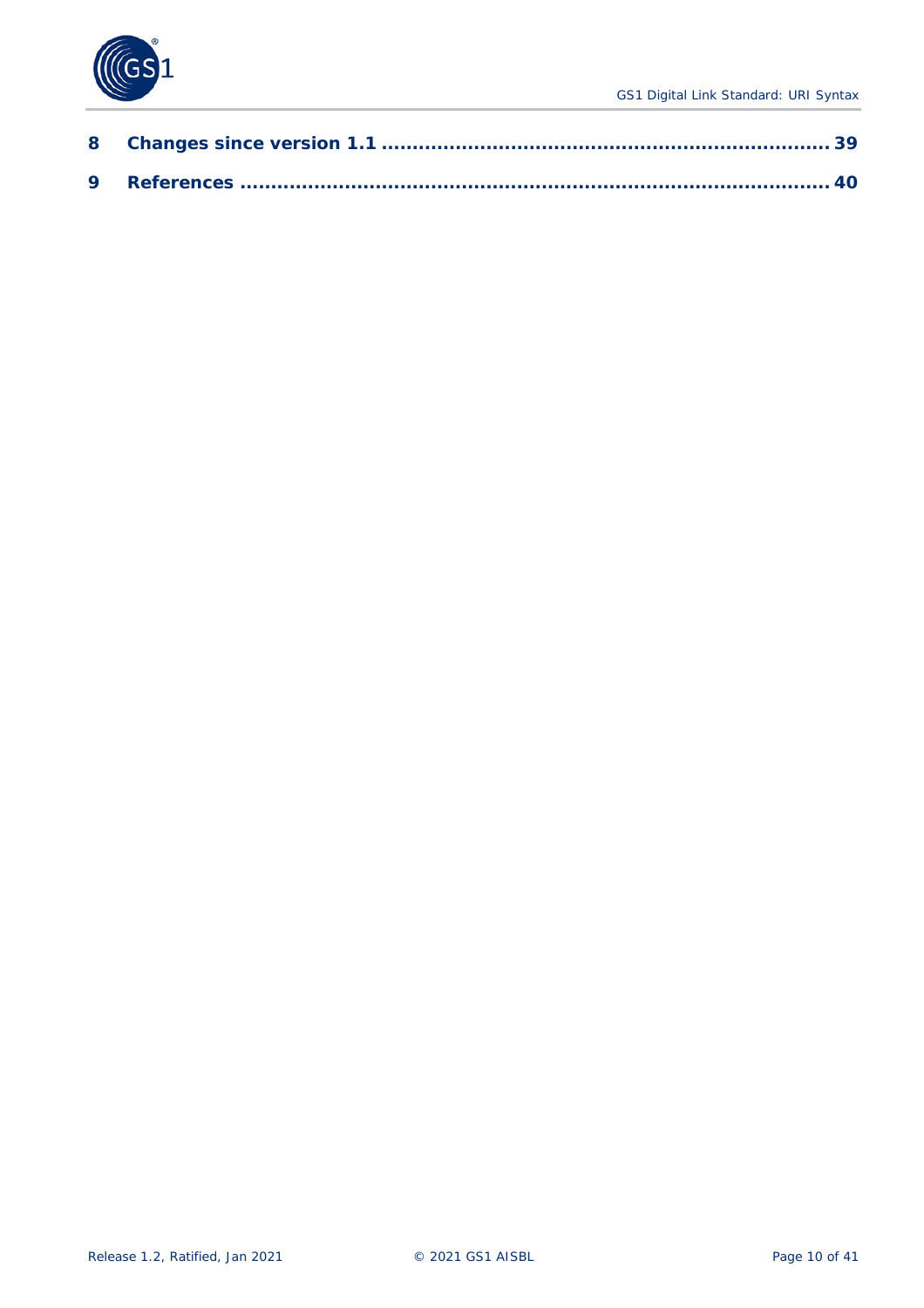**8 Changes since version 1.1 ........................................................................ 39**

**9 References ............................................................................................ 40**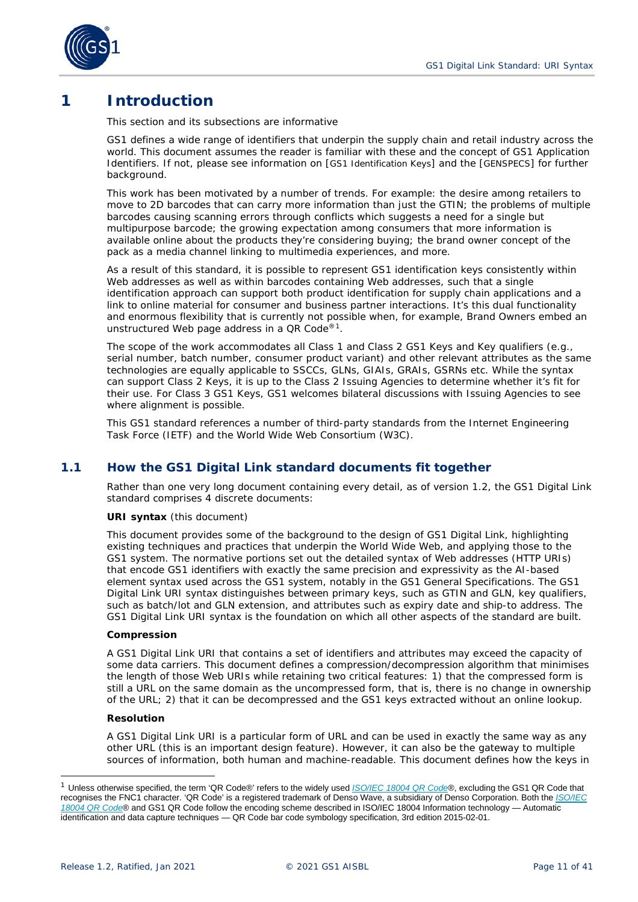# 1 Introduction

This section and its subsections are informative

GS1 defines a wide range of identifiers that underpin the supply chain and retail industry across the world. This document assumes the reader is familiar with these and the concept of GS1 Application Identifiers. If not, please see information on [GS1 Identification Keys] and the [GENSPECS] for further background.

This work has been motivated by a number of trends. For example: the desire among retailers to move to 2D barcodes that can carry more information than just the GTIN; the problems of multiple barcodes causing scanning errors through conflicts which suggests a need for a single but multipurpose barcode; the growing expectation among consumers that more information is available online about the products they're considering buying; the brand owner concept of the pack as a media channel linking to multimedia experiences, and more.

As a result of this standard, it is possible to represent GS1 identification keys consistently within Web addresses as well as within barcodes containing Web addresses, such that a single identification approach can support both product identification for supply chain applications and a link to online material for consumer and business partner interactions. It's this dual functionality and enormous flexibility that is currently not possible when, for example, Brand Owners embed an unstructured Web page address in a QR Code®[1].

The scope of the work accommodates all Class 1 and Class 2 GS1 Keys and Key qualifiers (e.g., serial number, batch number, consumer product variant) and other relevant attributes as the same technologies are equally applicable to SSCCs, GLNs, GIAIs, GRAIs, GSRNs etc. While the syntax can support Class 2 Keys, it is up to the Class 2 Issuing Agencies to determine whether it's fit for their use. For Class 3 GS1 Keys, GS1 welcomes bilateral discussions with Issuing Agencies to see where alignment is possible.

This GS1 standard references a number of third-party standards from the Internet Engineering Task Force (IETF) and the World Wide Web Consortium (W3C).

## 1.1 How the GS1 Digital Link standard documents fit together

Rather than one very long document containing every detail, as of version 1.2, the GS1 Digital Link standard comprises 4 discrete documents:

**URI syntax** (this document)

This document provides some of the background to the design of GS1 Digital Link, highlighting existing techniques and practices that underpin the World Wide Web, and applying those to the GS1 system. The normative portions set out the detailed syntax of Web addresses (HTTP URIs) that encode GS1 identifiers with exactly the same precision and expressivity as the AI-based element syntax used across the GS1 system, notably in the GS1 General Specifications. The GS1 Digital Link URI syntax distinguishes between primary keys, such as GTIN and GLN, key qualifiers, such as batch/lot and GLN extension, and attributes such as expiry date and ship-to address. The GS1 Digital Link URI syntax is the foundation on which all other aspects of the standard are built.

**Compression**

A GS1 Digital Link URI that contains a set of identifiers and attributes may exceed the capacity of some data carriers. This document defines a compression/decompression algorithm that minimises the length of those Web URIs while retaining two critical features: 1) that the compressed form is still a URL on the same domain as the uncompressed form, that is, there is no change in ownership of the URL; 2) that it can be decompressed and the GS1 keys extracted without an online lookup.

**Resolution**

A GS1 Digital Link URI is a particular form of URL and can be used in exactly the same way as any other URL (this is an important design feature). However, it can also be the gateway to multiple sources of information, both human and machine-readable. This document defines how the keys in

---

[1] Unless otherwise specified, the term 'QR Code®' refers to the widely used *ISO/IEC 18004 QR Code*®, excluding the GS1 QR Code that recognises the FNC1 character. 'QR Code' is a registered trademark of Denso Wave, a subsidiary of Denso Corporation. Both the *ISO/IEC 18004 QR Code*® and GS1 QR Code follow the encoding scheme described in ISO/IEC 18004 Information technology — Automatic identification and data capture techniques — QR Code bar code symbology specification, 3rd edition 2015-02-01.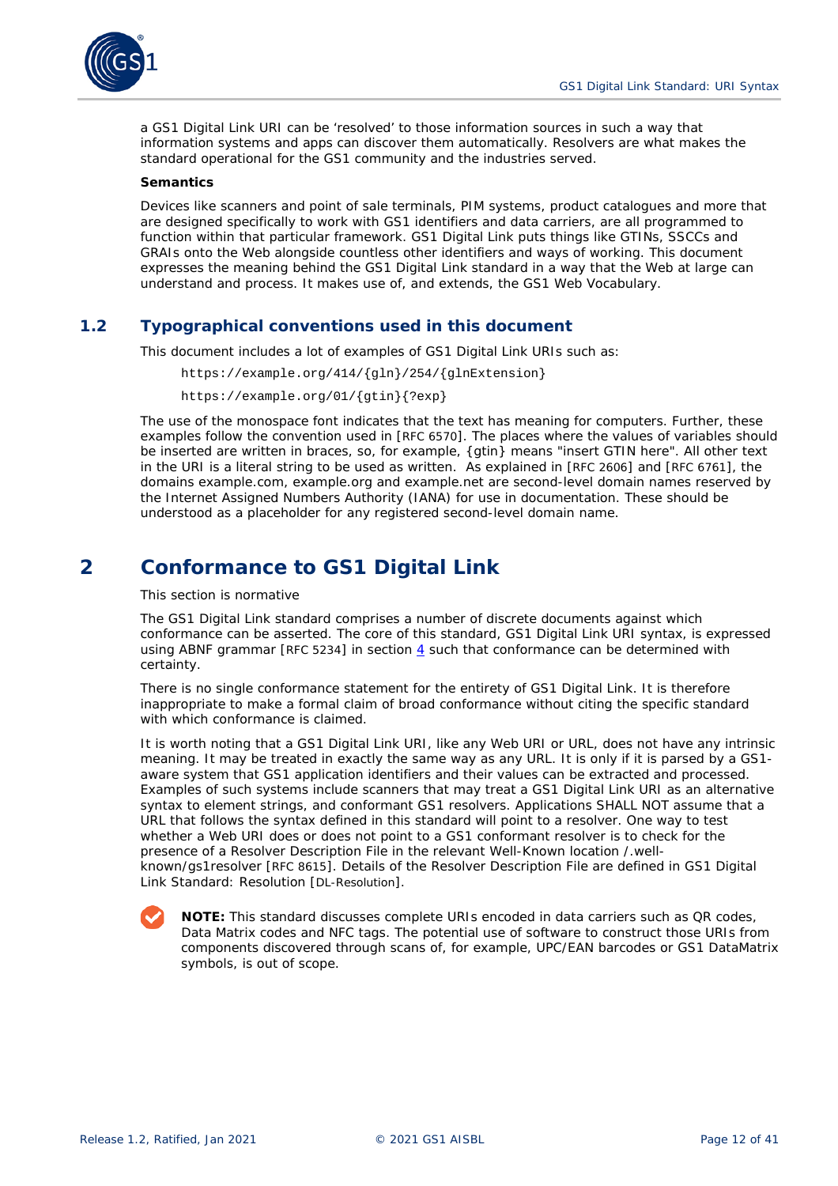a GS1 Digital Link URI can be 'resolved' to those information sources in such a way that information systems and apps can discover them automatically. Resolvers are what makes the standard operational for the GS1 community and the industries served.

**Semantics**

Devices like scanners and point of sale terminals, PIM systems, product catalogues and more that are designed specifically to work with GS1 identifiers and data carriers, are all programmed to function within that particular framework. GS1 Digital Link puts things like GTINs, SSCCs and GRAIs onto the Web alongside countless other identifiers and ways of working. This document expresses the meaning behind the GS1 Digital Link standard in a way that the Web at large can understand and process. It makes use of, and extends, the GS1 Web Vocabulary.

## 1.2 Typographical conventions used in this document

This document includes a lot of examples of GS1 Digital Link URIs such as:

```
https://example.org/414/{gln}/254/{glnExtension}
```

```
https://example.org/01/{gtin}{?exp}
```

The use of the monospace font indicates that the text has meaning for computers. Further, these examples follow the convention used in [RFC 6570]. The places where the values of variables should be inserted are written in braces, so, for example, {gtin} means "insert GTIN here". All other text in the URI is a literal string to be used as written. As explained in [RFC 2606] and [RFC 6761], the domains example.com, example.org and example.net are second-level domain names reserved by the Internet Assigned Numbers Authority (IANA) for use in documentation. These should be understood as a placeholder for any registered second-level domain name.

# 2 Conformance to GS1 Digital Link

This section is normative

The GS1 Digital Link standard comprises a number of discrete documents against which conformance can be asserted. The core of this standard, GS1 Digital Link URI syntax, is expressed using ABNF grammar [RFC 5234] in section 4 such that conformance can be determined with certainty.

There is no single conformance statement for the entirety of GS1 Digital Link. It is therefore inappropriate to make a formal claim of broad conformance without citing the specific standard with which conformance is claimed.

It is worth noting that a GS1 Digital Link URI, like any Web URI or URL, does not have any intrinsic meaning. It may be treated in exactly the same way as any URL. It is only if it is parsed by a GS1-aware system that GS1 application identifiers and their values can be extracted and processed. Examples of such systems include scanners that may treat a GS1 Digital Link URI as an alternative syntax to element strings, and conformant GS1 resolvers. Applications SHALL NOT assume that a URL that follows the syntax defined in this standard will point to a resolver. One way to test whether a Web URI does or does not point to a GS1 conformant resolver is to check for the presence of a Resolver Description File in the relevant Well-Known location /.well-known/gs1resolver [RFC 8615]. Details of the Resolver Description File are defined in GS1 Digital Link Standard: Resolution [DL-Resolution].

**NOTE:** This standard discusses complete URIs encoded in data carriers such as QR codes, Data Matrix codes and NFC tags. The potential use of software to construct those URIs from components discovered through scans of, for example, UPC/EAN barcodes or GS1 DataMatrix symbols, is out of scope.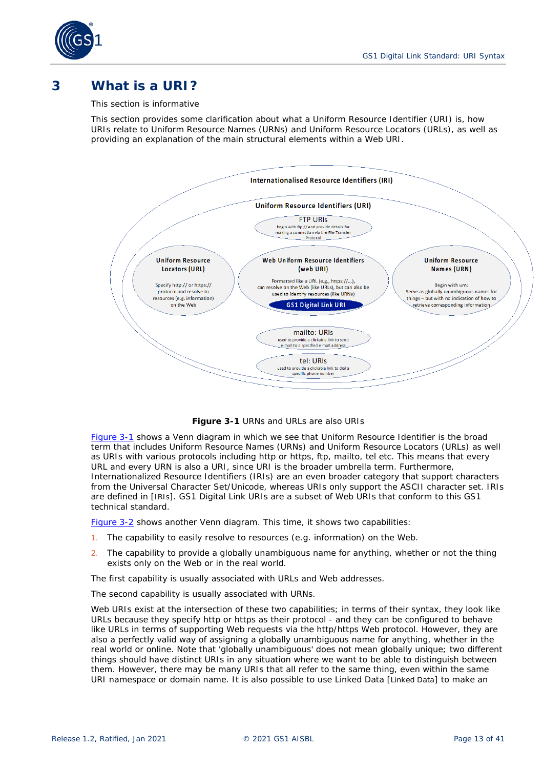# 3 What is a URI?

This section is informative

This section provides some clarification about what a Uniform Resource Identifier (URI) is, how URIs relate to Uniform Resource Names (URNs) and Uniform Resource Locators (URLs), as well as providing an explanation of the main structural elements within a Web URI.

Internationalised Resource Identifiers (IRI)

Uniform Resource Identifiers (URI)

FTP URIs — begin with ftp:// and provide details for making a connection via the File Transfer Protocol

Uniform Resource Locators (URL) — Specify http:// or https:// protocol and resolve to resources (e.g. information) on the Web

Web Uniform Resource Identifiers (web URI) — Formatted like a URL (e.g., https://...), can resolve on the Web (like URLs), but can also be used to identify resources (like URNs)

GS1 Digital Link URI

Uniform Resource Names (URN) — Begin with urn: Serve as globally unambiguous names for things – but with no indication of how to retrieve corresponding information

mailto: URIs — used to provide a clickable link to send e-mail to a specified e-mail address

tel: URIs — used to provide a clickable link to dial a specific phone number

**Figure 3-1** URNs and URLs are also URIs

Figure 3-1 shows a Venn diagram in which we see that Uniform Resource Identifier is the broad term that includes Uniform Resource Names (URNs) and Uniform Resource Locators (URLs) as well as URIs with various protocols including http or https, ftp, mailto, tel etc. This means that every URL and every URN is also a URI, since URI is the broader umbrella term. Furthermore, Internationalized Resource Identifiers (IRIs) are an even broader category that support characters from the Universal Character Set/Unicode, whereas URIs only support the ASCII character set. IRIs are defined in [IRIs]. GS1 Digital Link URIs are a subset of Web URIs that conform to this GS1 technical standard.

Figure 3-2 shows another Venn diagram. This time, it shows two capabilities:

1. The capability to easily resolve to resources (e.g. information) on the Web.
2. The capability to provide a globally unambiguous name for anything, whether or not the thing exists only on the Web or in the real world.

The first capability is usually associated with URLs and Web addresses.

The second capability is usually associated with URNs.

Web URIs exist at the intersection of these two capabilities; in terms of their syntax, they look like URLs because they specify http or https as their protocol - and they can be configured to behave like URLs in terms of supporting Web requests via the http/https Web protocol. However, they are also a perfectly valid way of assigning a globally unambiguous name for anything, whether in the real world or online. Note that 'globally unambiguous' does not mean globally unique; two different things should have distinct URIs in any situation where we want to be able to distinguish between them. However, there may be many URIs that all refer to the same thing, even within the same URI namespace or domain name. It is also possible to use Linked Data [Linked Data] to make an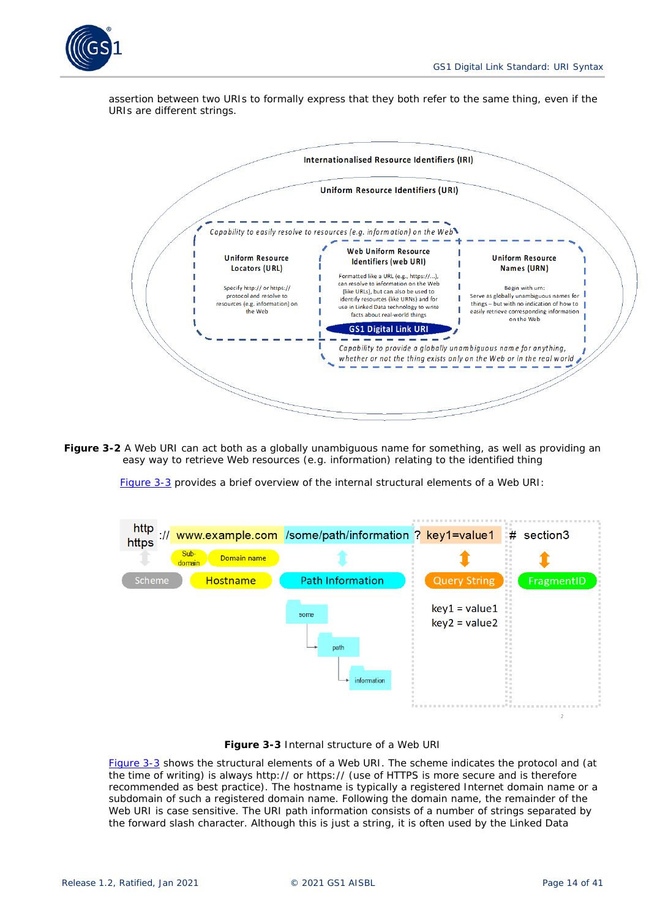assertion between two URIs to formally express that they both refer to the same thing, even if the URIs are different strings.

Internationalised Resource Identifiers (IRI)

Uniform Resource Identifiers (URI)

*Capability to easily resolve to resources (e.g. information) on the Web*

Uniform Resource Locators (URL)

Specify http:// or https:// protocol and resolve to resources (e.g. information) on the Web

Web Uniform Resource Identifiers (web URI)

Formatted like a URL (e.g., https://...), can resolve to information on the Web (like URLs), but can also be used to identify resources (like URNs) and for use in Linked Data technology to write facts about real-world things

GS1 Digital Link URI

Uniform Resource Names (URN)

Begin with urn: Serve as globally unambiguous names for things – but with no indication of how to easily retrieve corresponding information on the Web

*Capability to provide a globally unambiguous name for anything, whether or not the thing exists only on the Web or in the real world*

**Figure 3-2** A Web URI can act both as a globally unambiguous name for something, as well as providing an easy way to retrieve Web resources (e.g. information) relating to the identified thing

Figure 3-3 provides a brief overview of the internal structural elements of a Web URI:

http / https :// www.example.com /some/path/information ? key1=value1 # section3

Scheme | Hostname (Sub-domain, Domain name) | Path Information | Query String | FragmentID

some → path → information

key1 = value1
key2 = value2

**Figure 3-3** Internal structure of a Web URI

Figure 3-3 shows the structural elements of a Web URI. The scheme indicates the protocol and (at the time of writing) is always http:// or https:// (use of HTTPS is more secure and is therefore recommended as best practice). The hostname is typically a registered Internet domain name or a subdomain of such a registered domain name. Following the domain name, the remainder of the Web URI is case sensitive. The URI path information consists of a number of strings separated by the forward slash character. Although this is just a string, it is often used by the Linked Data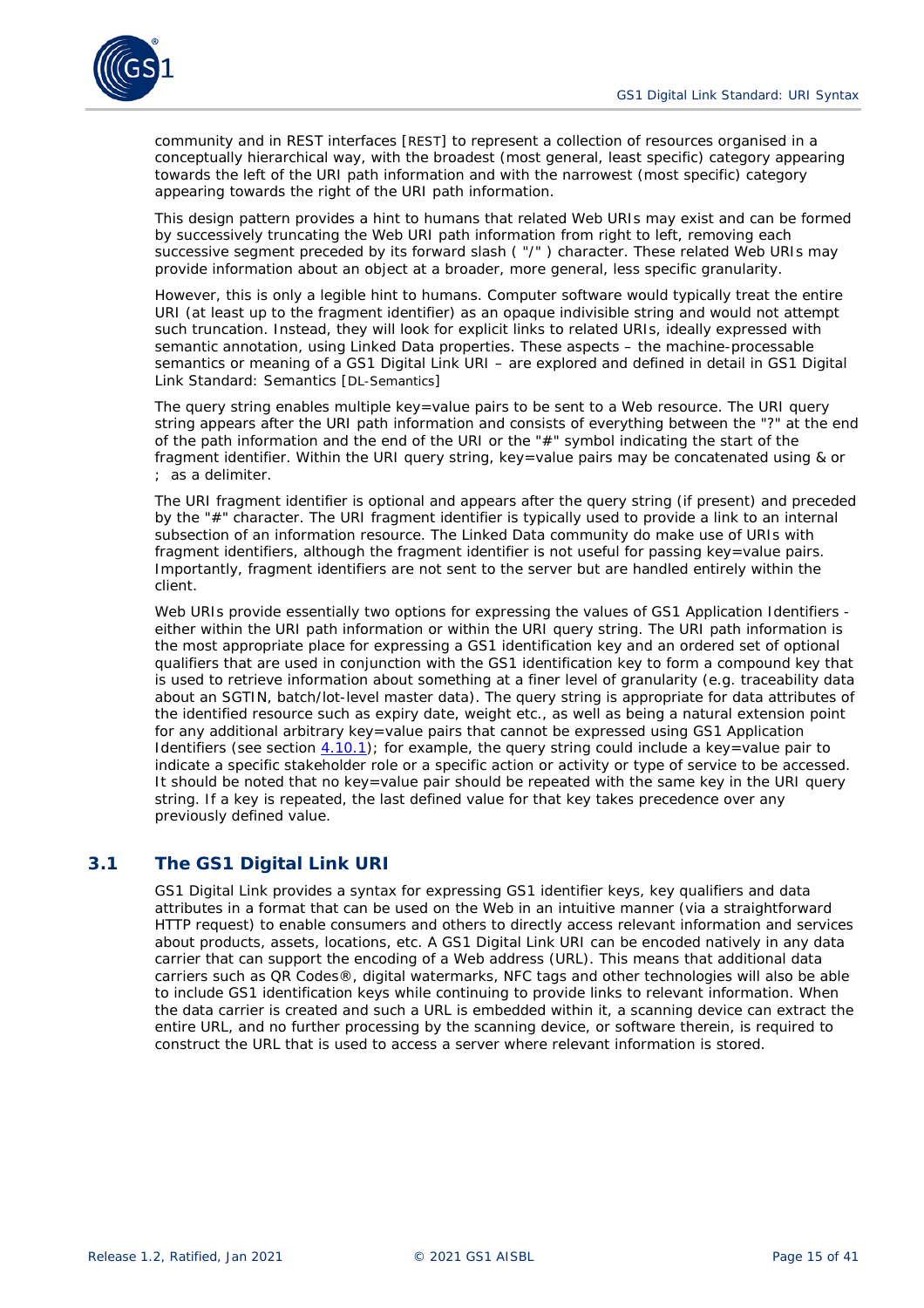community and in REST interfaces [REST] to represent a collection of resources organised in a conceptually hierarchical way, with the broadest (most general, least specific) category appearing towards the left of the URI path information and with the narrowest (most specific) category appearing towards the right of the URI path information.

This design pattern provides a hint to humans that related Web URIs may exist and can be formed by successively truncating the Web URI path information from right to left, removing each successive segment preceded by its forward slash ( "/" ) character. These related Web URIs may provide information about an object at a broader, more general, less specific granularity.

However, this is only a legible hint to humans. Computer software would typically treat the entire URI (at least up to the fragment identifier) as an opaque indivisible string and would not attempt such truncation. Instead, they will look for explicit links to related URIs, ideally expressed with semantic annotation, using Linked Data properties. These aspects – the machine-processable semantics or meaning of a GS1 Digital Link URI – are explored and defined in detail in GS1 Digital Link Standard: Semantics [DL-Semantics]

The query string enables multiple key=value pairs to be sent to a Web resource. The URI query string appears after the URI path information and consists of everything between the "?" at the end of the path information and the end of the URI or the "#" symbol indicating the start of the fragment identifier. Within the URI query string, key=value pairs may be concatenated using & or ; as a delimiter.

The URI fragment identifier is optional and appears after the query string (if present) and preceded by the "#" character. The URI fragment identifier is typically used to provide a link to an internal subsection of an information resource. The Linked Data community do make use of URIs with fragment identifiers, although the fragment identifier is not useful for passing key=value pairs. Importantly, fragment identifiers are not sent to the server but are handled entirely within the client.

Web URIs provide essentially two options for expressing the values of GS1 Application Identifiers - either within the URI path information or within the URI query string. The URI path information is the most appropriate place for expressing a GS1 identification key and an ordered set of optional qualifiers that are used in conjunction with the GS1 identification key to form a compound key that is used to retrieve information about something at a finer level of granularity (e.g. traceability data about an SGTIN, batch/lot-level master data). The query string is appropriate for data attributes of the identified resource such as expiry date, weight etc., as well as being a natural extension point for any additional arbitrary key=value pairs that cannot be expressed using GS1 Application Identifiers (see section 4.10.1); for example, the query string could include a key=value pair to indicate a specific stakeholder role or a specific action or activity or type of service to be accessed. It should be noted that no key=value pair should be repeated with the same key in the URI query string. If a key is repeated, the last defined value for that key takes precedence over any previously defined value.

## 3.1 The GS1 Digital Link URI

GS1 Digital Link provides a syntax for expressing GS1 identifier keys, key qualifiers and data attributes in a format that can be used on the Web in an intuitive manner (via a straightforward HTTP request) to enable consumers and others to directly access relevant information and services about products, assets, locations, etc. A GS1 Digital Link URI can be encoded natively in any data carrier that can support the encoding of a Web address (URL). This means that additional data carriers such as QR Codes®, digital watermarks, NFC tags and other technologies will also be able to include GS1 identification keys while continuing to provide links to relevant information. When the data carrier is created and such a URL is embedded within it, a scanning device can extract the entire URL, and no further processing by the scanning device, or software therein, is required to construct the URL that is used to access a server where relevant information is stored.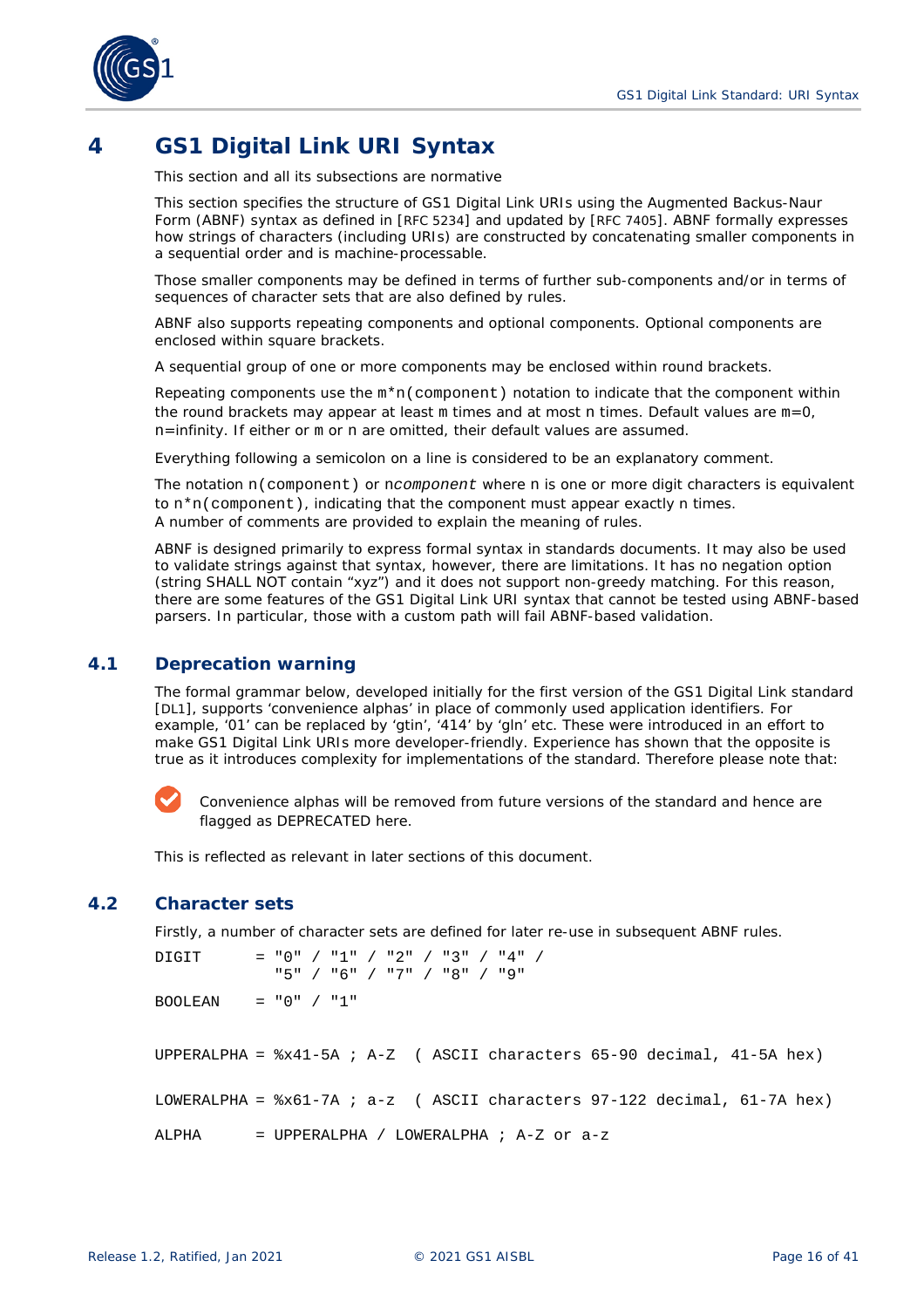# 4 GS1 Digital Link URI Syntax

This section and all its subsections are normative

This section specifies the structure of GS1 Digital Link URIs using the Augmented Backus-Naur Form (ABNF) syntax as defined in [RFC 5234] and updated by [RFC 7405]. ABNF formally expresses how strings of characters (including URIs) are constructed by concatenating smaller components in a sequential order and is machine-processable.

Those smaller components may be defined in terms of further sub-components and/or in terms of sequences of character sets that are also defined by rules.

ABNF also supports repeating components and optional components. Optional components are enclosed within square brackets.

A sequential group of one or more components may be enclosed within round brackets.

Repeating components use the `m*n(component)` notation to indicate that the component within the round brackets may appear at least `m` times and at most `n` times. Default values are m=0, n=infinity. If either or `m` or `n` are omitted, their default values are assumed.

Everything following a semicolon on a line is considered to be an explanatory comment.

The notation `n(component)` or n*component* where n is one or more digit characters is equivalent to `n*n(component)`, indicating that the component must appear exactly n times.
A number of comments are provided to explain the meaning of rules.

ABNF is designed primarily to express formal syntax in standards documents. It may also be used to validate strings against that syntax, however, there are limitations. It has no negation option (string SHALL NOT contain “xyz”) and it does not support non-greedy matching. For this reason, there are some features of the GS1 Digital Link URI syntax that cannot be tested using ABNF-based parsers. In particular, those with a custom path will fail ABNF-based validation.

## 4.1 Deprecation warning

The formal grammar below, developed initially for the first version of the GS1 Digital Link standard [DL1], supports ‘convenience alphas’ in place of commonly used application identifiers. For example, ‘01’ can be replaced by ‘gtin’, ‘414’ by ‘gln’ etc. These were introduced in an effort to make GS1 Digital Link URIs more developer-friendly. Experience has shown that the opposite is true as it introduces complexity for implementations of the standard. Therefore please note that:

Convenience alphas will be removed from future versions of the standard and hence are flagged as DEPRECATED here.

This is reflected as relevant in later sections of this document.

## 4.2 Character sets

Firstly, a number of character sets are defined for later re-use in subsequent ABNF rules.

```
DIGIT      = "0" / "1" / "2" / "3" / "4" /
             "5" / "6" / "7" / "8" / "9"

BOOLEAN    = "0" / "1"

UPPERALPHA = %x41-5A ; A-Z  ( ASCII characters 65-90 decimal, 41-5A hex)

LOWERALPHA = %x61-7A ; a-z  ( ASCII characters 97-122 decimal, 61-7A hex)

ALPHA      = UPPERALPHA / LOWERALPHA ; A-Z or a-z
```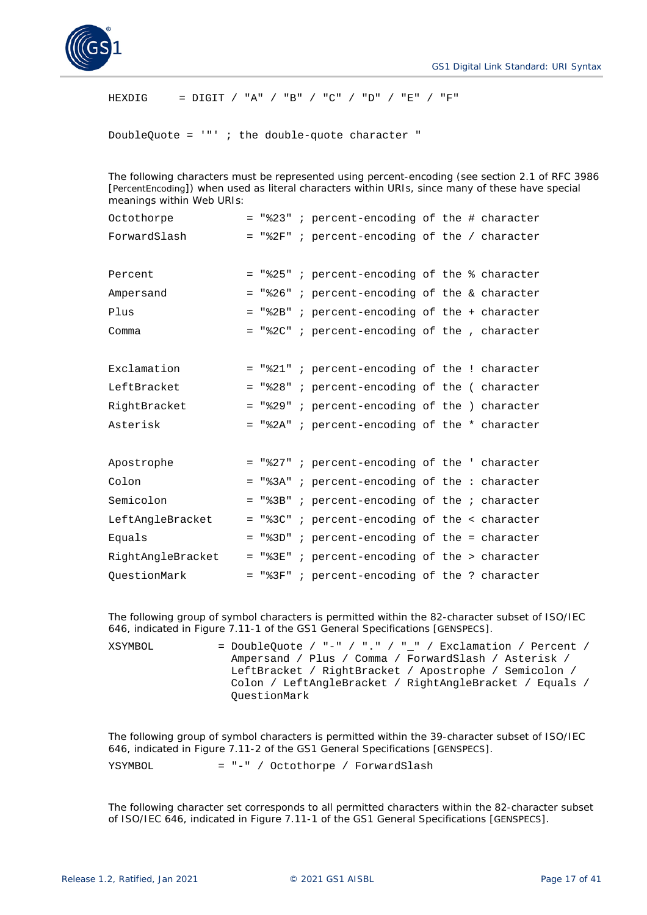```
HEXDIG     = DIGIT / "A" / "B" / "C" / "D" / "E" / "F"

DoubleQuote = '"' ; the double-quote character "
```

The following characters must be represented using percent-encoding (see section 2.1 of RFC 3986 [PercentEncoding]) when used as literal characters within URIs, since many of these have special meanings within Web URIs:

```
Octothorpe          = "%23" ; percent-encoding of the # character
ForwardSlash        = "%2F" ; percent-encoding of the / character

Percent             = "%25" ; percent-encoding of the % character
Ampersand           = "%26" ; percent-encoding of the & character
Plus                = "%2B" ; percent-encoding of the + character
Comma               = "%2C" ; percent-encoding of the , character

Exclamation         = "%21" ; percent-encoding of the ! character
LeftBracket         = "%28" ; percent-encoding of the ( character
RightBracket        = "%29" ; percent-encoding of the ) character
Asterisk            = "%2A" ; percent-encoding of the * character

Apostrophe          = "%27" ; percent-encoding of the ' character
Colon               = "%3A" ; percent-encoding of the : character
Semicolon           = "%3B" ; percent-encoding of the ; character
LeftAngleBracket    = "%3C" ; percent-encoding of the < character
Equals              = "%3D" ; percent-encoding of the = character
RightAngleBracket   = "%3E" ; percent-encoding of the > character
QuestionMark        = "%3F" ; percent-encoding of the ? character
```

The following group of symbol characters is permitted within the 82-character subset of ISO/IEC 646, indicated in Figure 7.11-1 of the GS1 General Specifications [GENSPECS].

```
XSYMBOL          = DoubleQuote / "-" / "." / "_" / Exclamation / Percent /
                   Ampersand / Plus / Comma / ForwardSlash / Asterisk /
                   LeftBracket / RightBracket / Apostrophe / Semicolon /
                   Colon / LeftAngleBracket / RightAngleBracket / Equals /
                   QuestionMark
```

The following group of symbol characters is permitted within the 39-character subset of ISO/IEC 646, indicated in Figure 7.11-2 of the GS1 General Specifications [GENSPECS].

```
YSYMBOL          = "-" / Octothorpe / ForwardSlash
```

The following character set corresponds to all permitted characters within the 82-character subset of ISO/IEC 646, indicated in Figure 7.11-1 of the GS1 General Specifications [GENSPECS].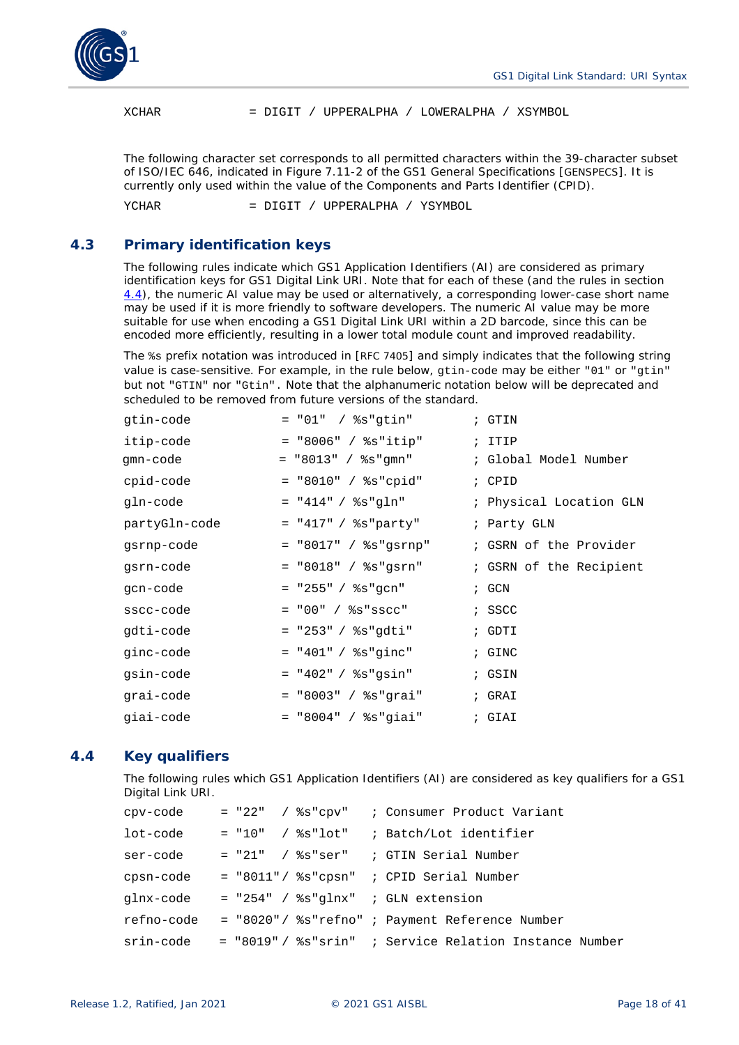```
XCHAR           = DIGIT / UPPERALPHA / LOWERALPHA / XSYMBOL
```

The following character set corresponds to all permitted characters within the 39-character subset of ISO/IEC 646, indicated in Figure 7.11-2 of the GS1 General Specifications [GENSPECS]. It is currently only used within the value of the Components and Parts Identifier (CPID).

```
YCHAR           = DIGIT / UPPERALPHA / YSYMBOL
```

## 4.3 Primary identification keys

The following rules indicate which GS1 Application Identifiers (AI) are considered as primary identification keys for GS1 Digital Link URI. Note that for each of these (and the rules in section 4.4), the numeric AI value may be used or alternatively, a corresponding lower-case short name may be used if it is more friendly to software developers. The numeric AI value may be more suitable for use when encoding a GS1 Digital Link URI within a 2D barcode, since this can be encoded more efficiently, resulting in a lower total module count and improved readability.

The `%s` prefix notation was introduced in [RFC 7405] and simply indicates that the following string value is case-sensitive. For example, in the rule below, `gtin-code` may be either `"01"` or `"gtin"` but not `"GTIN"` nor `"Gtin"`. Note that the alphanumeric notation below will be deprecated and scheduled to be removed from future versions of the standard.

```
gtin-code          = "01"   / %s"gtin"      ; GTIN
itip-code          = "8006" / %s"itip"      ; ITIP
gmn-code           = "8013" / %s"gmn"       ; Global Model Number
cpid-code          = "8010" / %s"cpid"      ; CPID
gln-code           = "414" / %s"gln"        ; Physical Location GLN
partyGln-code      = "417" / %s"party"      ; Party GLN
gsrnp-code         = "8017" / %s"gsrnp"     ; GSRN of the Provider
gsrn-code          = "8018" / %s"gsrn"      ; GSRN of the Recipient
gcn-code           = "255" / %s"gcn"        ; GCN
sscc-code          = "00" / %s"sscc"        ; SSCC
gdti-code          = "253" / %s"gdti"       ; GDTI
ginc-code          = "401" / %s"ginc"       ; GINC
gsin-code          = "402" / %s"gsin"       ; GSIN
grai-code          = "8003" / %s"grai"      ; GRAI
giai-code          = "8004" / %s"giai"      ; GIAI
```

## 4.4 Key qualifiers

The following rules which GS1 Application Identifiers (AI) are considered as key qualifiers for a GS1 Digital Link URI.

```
cpv-code     = "22"   / %s"cpv"    ; Consumer Product Variant
lot-code     = "10"   / %s"lot"    ; Batch/Lot identifier
ser-code     = "21"   / %s"ser"    ; GTIN Serial Number
cpsn-code    = "8011"/ %s"cpsn"   ; CPID Serial Number
glnx-code    = "254"  / %s"glnx"   ; GLN extension
refno-code   = "8020"/ %s"refno"  ; Payment Reference Number
srin-code    = "8019"/ %s"srin"   ; Service Relation Instance Number
```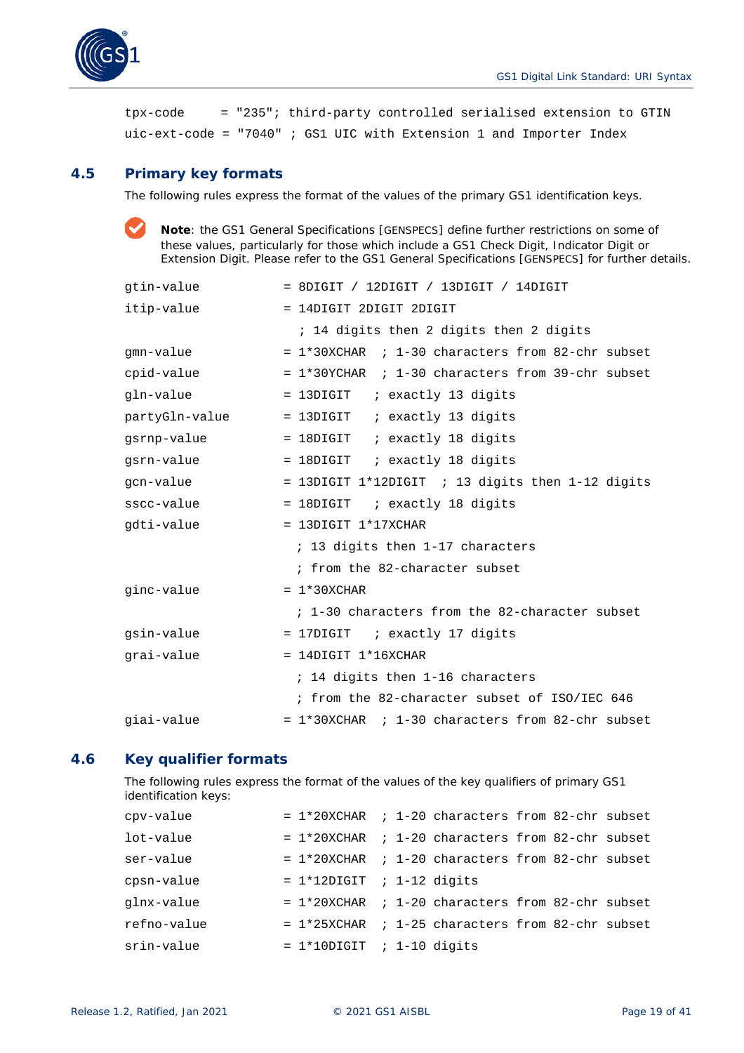```
tpx-code     = "235"; third-party controlled serialised extension to GTIN
uic-ext-code = "7040" ; GS1 UIC with Extension 1 and Importer Index
```

## 4.5 Primary key formats

The following rules express the format of the values of the primary GS1 identification keys.

**Note**: the GS1 General Specifications [GENSPECS] define further restrictions on some of these values, particularly for those which include a GS1 Check Digit, Indicator Digit or Extension Digit. Please refer to the GS1 General Specifications [GENSPECS] for further details.

```
gtin-value          = 8DIGIT / 12DIGIT / 13DIGIT / 14DIGIT
itip-value          = 14DIGIT 2DIGIT 2DIGIT
                      ; 14 digits then 2 digits then 2 digits
gmn-value           = 1*30XCHAR  ; 1-30 characters from 82-chr subset
cpid-value          = 1*30YCHAR  ; 1-30 characters from 39-chr subset
gln-value           = 13DIGIT   ; exactly 13 digits
partyGln-value      = 13DIGIT   ; exactly 13 digits
gsrnp-value         = 18DIGIT   ; exactly 18 digits
gsrn-value          = 18DIGIT   ; exactly 18 digits
gcn-value           = 13DIGIT 1*12DIGIT  ; 13 digits then 1-12 digits
sscc-value          = 18DIGIT   ; exactly 18 digits
gdti-value          = 13DIGIT 1*17XCHAR
                     ; 13 digits then 1-17 characters
                     ; from the 82-character subset
ginc-value          = 1*30XCHAR
                     ; 1-30 characters from the 82-character subset
gsin-value          = 17DIGIT   ; exactly 17 digits
grai-value          = 14DIGIT 1*16XCHAR
                     ; 14 digits then 1-16 characters
                     ; from the 82-character subset of ISO/IEC 646
giai-value          = 1*30XCHAR  ; 1-30 characters from 82-chr subset
```

## 4.6 Key qualifier formats

The following rules express the format of the values of the key qualifiers of primary GS1 identification keys:

```
cpv-value           = 1*20XCHAR  ; 1-20 characters from 82-chr subset
lot-value           = 1*20XCHAR  ; 1-20 characters from 82-chr subset
ser-value           = 1*20XCHAR  ; 1-20 characters from 82-chr subset
cpsn-value          = 1*12DIGIT  ; 1-12 digits
glnx-value          = 1*20XCHAR  ; 1-20 characters from 82-chr subset
refno-value         = 1*25XCHAR  ; 1-25 characters from 82-chr subset
srin-value          = 1*10DIGIT  ; 1-10 digits
```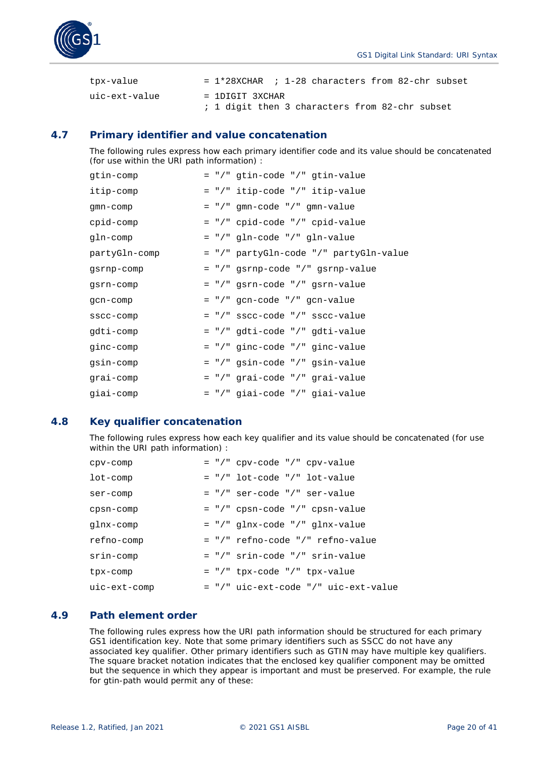```
tpx-value               = 1*28XCHAR  ; 1-28 characters from 82-chr subset
uic-ext-value           = 1DIGIT 3XCHAR
                        ; 1 digit then 3 characters from 82-chr subset
```

## 4.7 Primary identifier and value concatenation

The following rules express how each primary identifier code and its value should be concatenated (for use within the URI path information) :

```
gtin-comp               = "/" gtin-code "/" gtin-value
itip-comp               = "/" itip-code "/" itip-value
gmn-comp                = "/" gmn-code "/" gmn-value
cpid-comp               = "/" cpid-code "/" cpid-value
gln-comp                = "/" gln-code "/" gln-value
partyGln-comp           = "/" partyGln-code "/" partyGln-value
gsrnp-comp              = "/" gsrnp-code "/" gsrnp-value
gsrn-comp               = "/" gsrn-code "/" gsrn-value
gcn-comp                = "/" gcn-code "/" gcn-value
sscc-comp               = "/" sscc-code "/" sscc-value
gdti-comp               = "/" gdti-code "/" gdti-value
ginc-comp               = "/" ginc-code "/" ginc-value
gsin-comp               = "/" gsin-code "/" gsin-value
grai-comp               = "/" grai-code "/" grai-value
giai-comp               = "/" giai-code "/" giai-value
```

## 4.8 Key qualifier concatenation

The following rules express how each key qualifier and its value should be concatenated (for use within the URI path information) :

```
cpv-comp                = "/" cpv-code "/" cpv-value
lot-comp                = "/" lot-code "/" lot-value
ser-comp                = "/" ser-code "/" ser-value
cpsn-comp               = "/" cpsn-code "/" cpsn-value
glnx-comp               = "/" glnx-code "/" glnx-value
refno-comp              = "/" refno-code "/" refno-value
srin-comp               = "/" srin-code "/" srin-value
tpx-comp                = "/" tpx-code "/" tpx-value
uic-ext-comp            = "/" uic-ext-code "/" uic-ext-value
```

## 4.9 Path element order

The following rules express how the URI path information should be structured for each primary GS1 identification key. Note that some primary identifiers such as SSCC do not have any associated key qualifier. Other primary identifiers such as GTIN may have multiple key qualifiers. The square bracket notation indicates that the enclosed key qualifier component may be omitted but the sequence in which they appear is important and must be preserved. For example, the rule for gtin-path would permit any of these: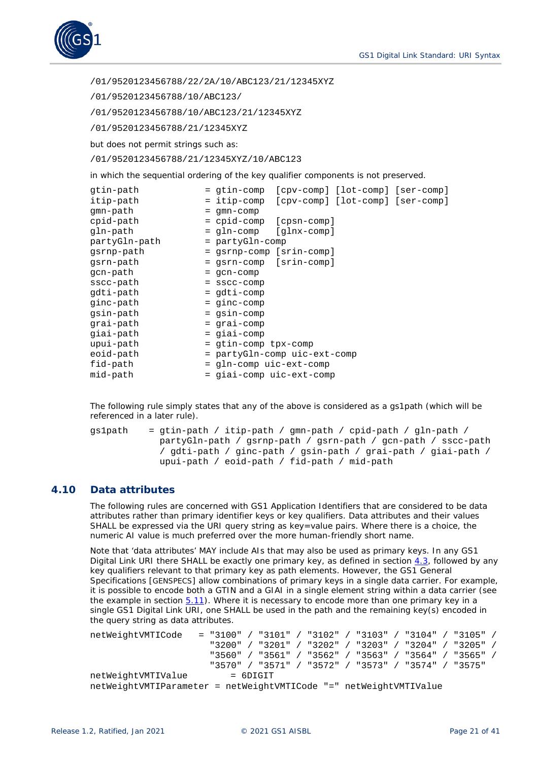```
/01/9520123456788/22/2A/10/ABC123/21/12345XYZ
/01/9520123456788/10/ABC123/
/01/9520123456788/10/ABC123/21/12345XYZ
/01/9520123456788/21/12345XYZ
```

but does not permit strings such as:

```
/01/9520123456788/21/12345XYZ/10/ABC123
```

in which the sequential ordering of the key qualifier components is not preserved.

```
gtin-path            = gtin-comp  [cpv-comp] [lot-comp] [ser-comp]
itip-path            = itip-comp  [cpv-comp] [lot-comp] [ser-comp]
gmn-path             = gmn-comp
cpid-path            = cpid-comp  [cpsn-comp]
gln-path             = gln-comp   [glnx-comp]
partyGln-path        = partyGln-comp
gsrnp-path           = gsrnp-comp [srin-comp]
gsrn-path            = gsrn-comp  [srin-comp]
gcn-path             = gcn-comp
sscc-path            = sscc-comp
gdti-path            = gdti-comp
ginc-path            = ginc-comp
gsin-path            = gsin-comp
grai-path            = grai-comp
giai-path            = giai-comp
upui-path            = gtin-comp tpx-comp
eoid-path            = partyGln-comp uic-ext-comp
fid-path             = gln-comp uic-ext-comp
mid-path             = giai-comp uic-ext-comp
```

The following rule simply states that any of the above is considered as a gs1path (which will be referenced in a later rule).

```
gs1path     = gtin-path / itip-path / gmn-path / cpid-path / gln-path /
              partyGln-path / gsrnp-path / gsrn-path / gcn-path / sscc-path
              / gdti-path / ginc-path / gsin-path / grai-path / giai-path /
              upui-path / eoid-path / fid-path / mid-path
```

## 4.10 Data attributes

The following rules are concerned with GS1 Application Identifiers that are considered to be data attributes rather than primary identifier keys or key qualifiers. Data attributes and their values SHALL be expressed via the URI query string as key=value pairs. Where there is a choice, the numeric AI value is much preferred over the more human-friendly short name.

Note that 'data attributes' MAY include AIs that may also be used as primary keys. In any GS1 Digital Link URI there SHALL be exactly one primary key, as defined in section 4.3, followed by any key qualifiers relevant to that primary key as path elements. However, the GS1 General Specifications [GENSPECS] allow combinations of primary keys in a single data carrier. For example, it is possible to encode both a GTIN and a GIAI in a single element string within a data carrier (see the example in section 5.11). Where it is necessary to encode more than one primary key in a single GS1 Digital Link URI, one SHALL be used in the path and the remaining key(s) encoded in the query string as data attributes.

```
netWeightVMTICode   = "3100" / "3101" / "3102" / "3103" / "3104" / "3105" /
                      "3200" / "3201" / "3202" / "3203" / "3204" / "3205" /
                      "3560" / "3561" / "3562" / "3563" / "3564" / "3565" /
                      "3570" / "3571" / "3572" / "3573" / "3574" / "3575"
netWeightVMTIValue        = 6DIGIT
netWeightVMTIParameter = netWeightVMTICode "=" netWeightVMTIValue
```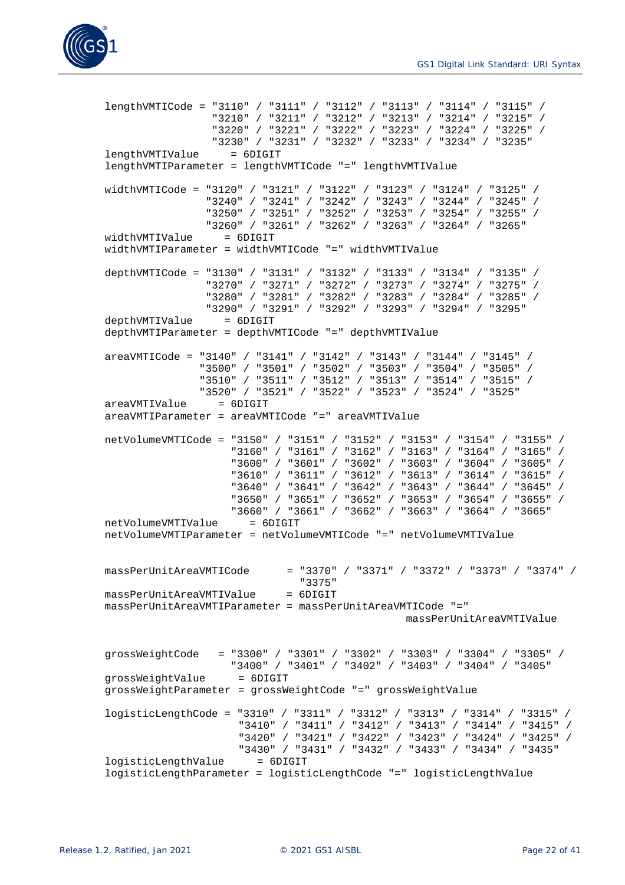```
lengthVMTICode = "3110" / "3111" / "3112" / "3113" / "3114" / "3115" /
                 "3210" / "3211" / "3212" / "3213" / "3214" / "3215" /
                 "3220" / "3221" / "3222" / "3223" / "3224" / "3225" /
                 "3230" / "3231" / "3232" / "3233" / "3234" / "3235"
lengthVMTIValue     = 6DIGIT
lengthVMTIParameter = lengthVMTICode "=" lengthVMTIValue

widthVMTICode = "3120" / "3121" / "3122" / "3123" / "3124" / "3125" /
                "3240" / "3241" / "3242" / "3243" / "3244" / "3245" /
                "3250" / "3251" / "3252" / "3253" / "3254" / "3255" /
                "3260" / "3261" / "3262" / "3263" / "3264" / "3265"
widthVMTIValue     = 6DIGIT
widthVMTIParameter = widthVMTICode "=" widthVMTIValue

depthVMTICode = "3130" / "3131" / "3132" / "3133" / "3134" / "3135" /
                "3270" / "3271" / "3272" / "3273" / "3274" / "3275" /
                "3280" / "3281" / "3282" / "3283" / "3284" / "3285" /
                "3290" / "3291" / "3292" / "3293" / "3294" / "3295"
depthVMTIValue     = 6DIGIT
depthVMTIParameter = depthVMTICode "=" depthVMTIValue

areaVMTICode = "3140" / "3141" / "3142" / "3143" / "3144" / "3145" /
               "3500" / "3501" / "3502" / "3503" / "3504" / "3505" /
               "3510" / "3511" / "3512" / "3513" / "3514" / "3515" /
               "3520" / "3521" / "3522" / "3523" / "3524" / "3525"
areaVMTIValue     = 6DIGIT
areaVMTIParameter = areaVMTICode "=" areaVMTIValue

netVolumeVMTICode = "3150" / "3151" / "3152" / "3153" / "3154" / "3155" /
                    "3160" / "3161" / "3162" / "3163" / "3164" / "3165" /
                    "3600" / "3601" / "3602" / "3603" / "3604" / "3605" /
                    "3610" / "3611" / "3612" / "3613" / "3614" / "3615" /
                    "3640" / "3641" / "3642" / "3643" / "3644" / "3645" /
                    "3650" / "3651" / "3652" / "3653" / "3654" / "3655" /
                    "3660" / "3661" / "3662" / "3663" / "3664" / "3665"
netVolumeVMTIValue     = 6DIGIT
netVolumeVMTIParameter = netVolumeVMTICode "=" netVolumeVMTIValue


massPerUnitAreaVMTICode      = "3370" / "3371" / "3372" / "3373" / "3374" /
                               "3375"
massPerUnitAreaVMTIValue     = 6DIGIT
massPerUnitAreaVMTIParameter = massPerUnitAreaVMTICode "="
                                                 massPerUnitAreaVMTIValue


grossWeightCode   = "3300" / "3301" / "3302" / "3303" / "3304" / "3305" /
                    "3400" / "3401" / "3402" / "3403" / "3404" / "3405"
grossWeightValue     = 6DIGIT
grossWeightParameter = grossWeightCode "=" grossWeightValue

logisticLengthCode = "3310" / "3311" / "3312" / "3313" / "3314" / "3315" /
                     "3410" / "3411" / "3412" / "3413" / "3414" / "3415" /
                     "3420" / "3421" / "3422" / "3423" / "3424" / "3425" /
                     "3430" / "3431" / "3432" / "3433" / "3434" / "3435"
logisticLengthValue     = 6DIGIT
logisticLengthParameter = logisticLengthCode "=" logisticLengthValue
```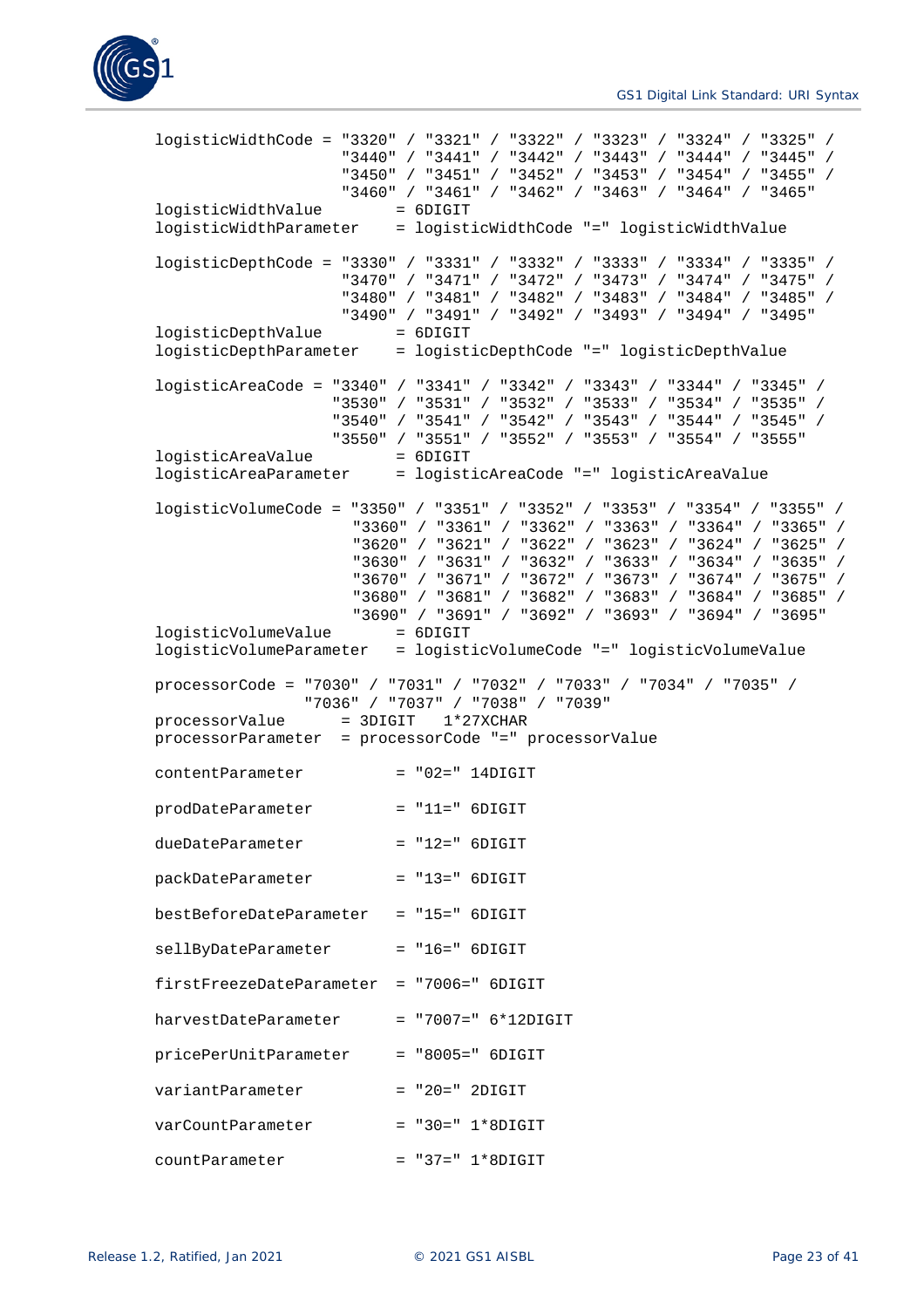```
logisticWidthCode = "3320" / "3321" / "3322" / "3323" / "3324" / "3325" /
                    "3440" / "3441" / "3442" / "3443" / "3444" / "3445" /
                    "3450" / "3451" / "3452" / "3453" / "3454" / "3455" /
                    "3460" / "3461" / "3462" / "3463" / "3464" / "3465"
logisticWidthValue        = 6DIGIT
logisticWidthParameter    = logisticWidthCode "=" logisticWidthValue

logisticDepthCode = "3330" / "3331" / "3332" / "3333" / "3334" / "3335" /
                    "3470" / "3471" / "3472" / "3473" / "3474" / "3475" /
                    "3480" / "3481" / "3482" / "3483" / "3484" / "3485" /
                    "3490" / "3491" / "3492" / "3493" / "3494" / "3495"
logisticDepthValue        = 6DIGIT
logisticDepthParameter    = logisticDepthCode "=" logisticDepthValue

logisticAreaCode = "3340" / "3341" / "3342" / "3343" / "3344" / "3345" /
                   "3530" / "3531" / "3532" / "3533" / "3534" / "3535" /
                   "3540" / "3541" / "3542" / "3543" / "3544" / "3545" /
                   "3550" / "3551" / "3552" / "3553" / "3554" / "3555"
logisticAreaValue         = 6DIGIT
logisticAreaParameter     = logisticAreaCode "=" logisticAreaValue

logisticVolumeCode = "3350" / "3351" / "3352" / "3353" / "3354" / "3355" /
                     "3360" / "3361" / "3362" / "3363" / "3364" / "3365" /
                     "3620" / "3621" / "3622" / "3623" / "3624" / "3625" /
                     "3630" / "3631" / "3632" / "3633" / "3634" / "3635" /
                     "3670" / "3671" / "3672" / "3673" / "3674" / "3675" /
                     "3680" / "3681" / "3682" / "3683" / "3684" / "3685" /
                     "3690" / "3691" / "3692" / "3693" / "3694" / "3695"
logisticVolumeValue       = 6DIGIT
logisticVolumeParameter   = logisticVolumeCode "=" logisticVolumeValue

processorCode = "7030" / "7031" / "7032" / "7033" / "7034" / "7035" /
                "7036" / "7037" / "7038" / "7039"
processorValue      = 3DIGIT   1*27XCHAR
processorParameter  = processorCode "=" processorValue

contentParameter          = "02=" 14DIGIT

prodDateParameter         = "11=" 6DIGIT

dueDateParameter          = "12=" 6DIGIT

packDateParameter         = "13=" 6DIGIT

bestBeforeDateParameter   = "15=" 6DIGIT

sellByDateParameter       = "16=" 6DIGIT

firstFreezeDateParameter  = "7006=" 6DIGIT

harvestDateParameter      = "7007=" 6*12DIGIT

pricePerUnitParameter     = "8005=" 6DIGIT

variantParameter          = "20=" 2DIGIT

varCountParameter         = "30=" 1*8DIGIT

countParameter            = "37=" 1*8DIGIT
```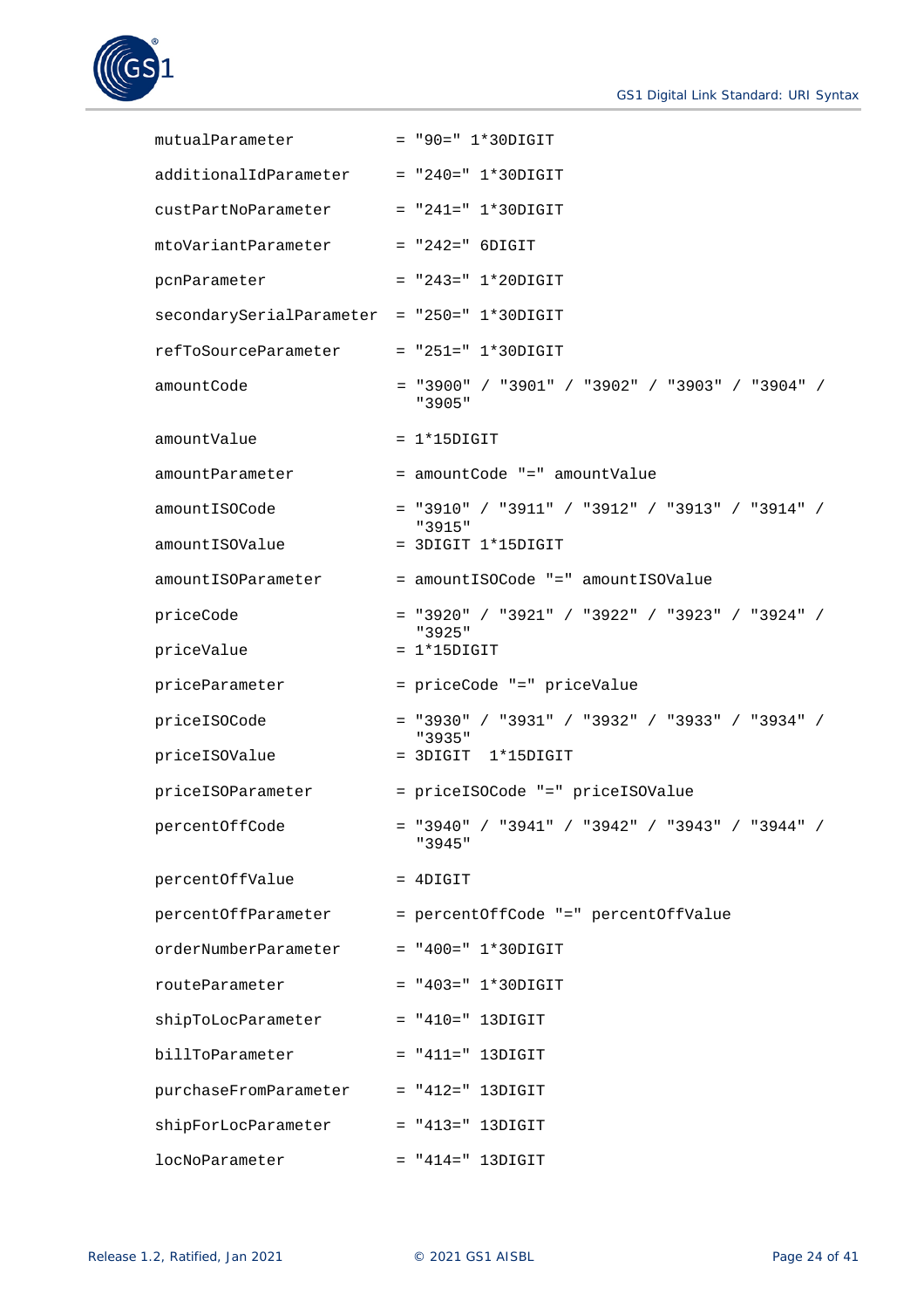```
mutualParameter           = "90=" 1*30DIGIT

additionalIdParameter     = "240=" 1*30DIGIT

custPartNoParameter       = "241=" 1*30DIGIT

mtoVariantParameter       = "242=" 6DIGIT

pcnParameter              = "243=" 1*20DIGIT

secondarySerialParameter  = "250=" 1*30DIGIT

refToSourceParameter      = "251=" 1*30DIGIT

amountCode                = "3900" / "3901" / "3902" / "3903" / "3904" /
                            "3905"

amountValue               = 1*15DIGIT

amountParameter           = amountCode "=" amountValue

amountISOCode             = "3910" / "3911" / "3912" / "3913" / "3914" /
                            "3915"
amountISOValue            = 3DIGIT 1*15DIGIT

amountISOParameter        = amountISOCode "=" amountISOValue

priceCode                 = "3920" / "3921" / "3922" / "3923" / "3924" /
                            "3925"
priceValue                = 1*15DIGIT

priceParameter            = priceCode "=" priceValue

priceISOCode              = "3930" / "3931" / "3932" / "3933" / "3934" /
                            "3935"
priceISOValue             = 3DIGIT  1*15DIGIT

priceISOParameter         = priceISOCode "=" priceISOValue

percentOffCode            = "3940" / "3941" / "3942" / "3943" / "3944" /
                            "3945"

percentOffValue           = 4DIGIT

percentOffParameter       = percentOffCode "=" percentOffValue

orderNumberParameter      = "400=" 1*30DIGIT

routeParameter            = "403=" 1*30DIGIT

shipToLocParameter        = "410=" 13DIGIT

billToParameter           = "411=" 13DIGIT

purchaseFromParameter     = "412=" 13DIGIT

shipForLocParameter       = "413=" 13DIGIT

locNoParameter            = "414=" 13DIGIT
```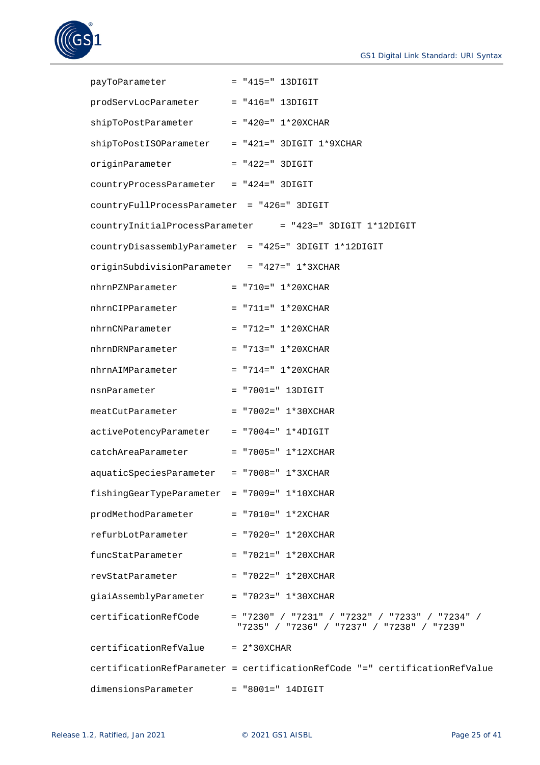```
payToParameter            = "415=" 13DIGIT

prodServLocParameter      = "416=" 13DIGIT

shipToPostParameter       = "420=" 1*20XCHAR

shipToPostISOParameter    = "421=" 3DIGIT 1*9XCHAR

originParameter           = "422=" 3DIGIT

countryProcessParameter   = "424=" 3DIGIT

countryFullProcessParameter  = "426=" 3DIGIT

countryInitialProcessParameter     = "423=" 3DIGIT 1*12DIGIT

countryDisassemblyParameter  = "425=" 3DIGIT 1*12DIGIT

originSubdivisionParameter   = "427=" 1*3XCHAR

nhrnPZNParameter          = "710=" 1*20XCHAR

nhrnCIPParameter          = "711=" 1*20XCHAR

nhrnCNParameter           = "712=" 1*20XCHAR

nhrnDRNParameter          = "713=" 1*20XCHAR

nhrnAIMParameter          = "714=" 1*20XCHAR

nsnParameter              = "7001=" 13DIGIT

meatCutParameter          = "7002=" 1*30XCHAR

activePotencyParameter    = "7004=" 1*4DIGIT

catchAreaParameter        = "7005=" 1*12XCHAR

aquaticSpeciesParameter   = "7008=" 1*3XCHAR

fishingGearTypeParameter  = "7009=" 1*10XCHAR

prodMethodParameter       = "7010=" 1*2XCHAR

refurbLotParameter        = "7020=" 1*20XCHAR

funcStatParameter         = "7021=" 1*20XCHAR

revStatParameter          = "7022=" 1*20XCHAR

giaiAssemblyParameter     = "7023=" 1*30XCHAR

certificationRefCode      = "7230" / "7231" / "7232" / "7233" / "7234" /
                           "7235" / "7236" / "7237" / "7238" / "7239"

certificationRefValue     = 2*30XCHAR

certificationRefParameter = certificationRefCode "=" certificationRefValue

dimensionsParameter       = "8001=" 14DIGIT
```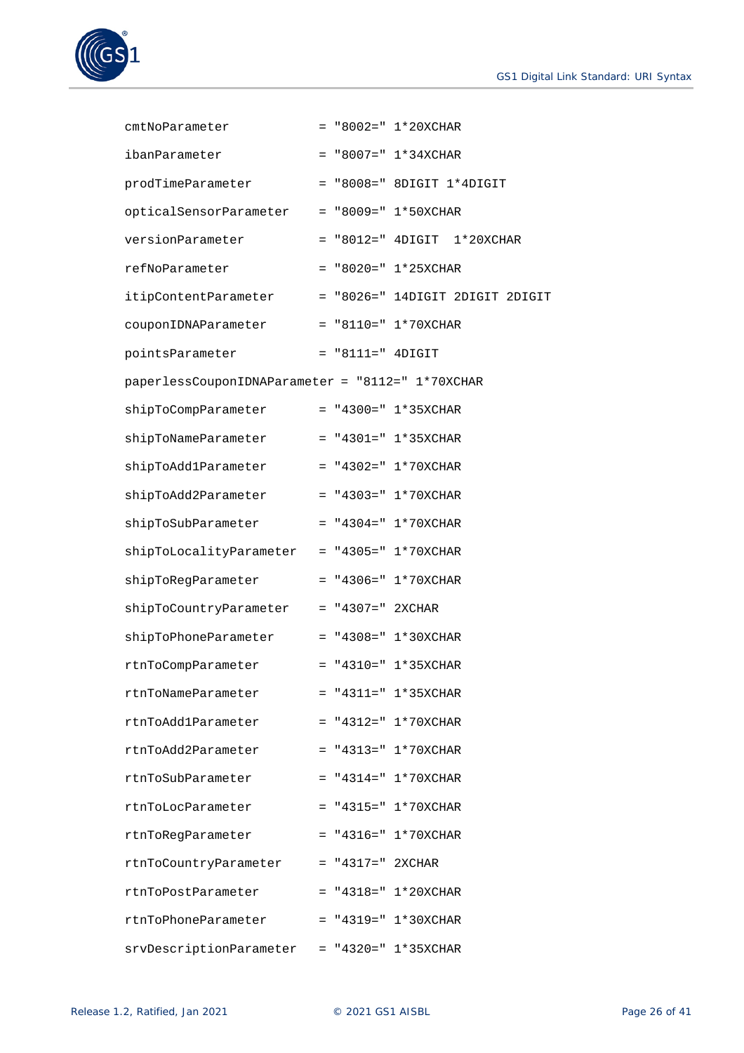```
cmtNoParameter            = "8002=" 1*20XCHAR

ibanParameter             = "8007=" 1*34XCHAR

prodTimeParameter         = "8008=" 8DIGIT 1*4DIGIT

opticalSensorParameter    = "8009=" 1*50XCHAR

versionParameter          = "8012=" 4DIGIT  1*20XCHAR

refNoParameter            = "8020=" 1*25XCHAR

itipContentParameter      = "8026=" 14DIGIT 2DIGIT 2DIGIT

couponIDNAParameter       = "8110=" 1*70XCHAR

pointsParameter           = "8111=" 4DIGIT

paperlessCouponIDNAParameter = "8112=" 1*70XCHAR

shipToCompParameter       = "4300=" 1*35XCHAR

shipToNameParameter       = "4301=" 1*35XCHAR

shipToAdd1Parameter       = "4302=" 1*70XCHAR

shipToAdd2Parameter       = "4303=" 1*70XCHAR

shipToSubParameter        = "4304=" 1*70XCHAR

shipToLocalityParameter   = "4305=" 1*70XCHAR

shipToRegParameter        = "4306=" 1*70XCHAR

shipToCountryParameter    = "4307=" 2XCHAR

shipToPhoneParameter      = "4308=" 1*30XCHAR

rtnToCompParameter        = "4310=" 1*35XCHAR

rtnToNameParameter        = "4311=" 1*35XCHAR

rtnToAdd1Parameter        = "4312=" 1*70XCHAR

rtnToAdd2Parameter        = "4313=" 1*70XCHAR

rtnToSubParameter         = "4314=" 1*70XCHAR

rtnToLocParameter         = "4315=" 1*70XCHAR

rtnToRegParameter         = "4316=" 1*70XCHAR

rtnToCountryParameter     = "4317=" 2XCHAR

rtnToPostParameter        = "4318=" 1*20XCHAR

rtnToPhoneParameter       = "4319=" 1*30XCHAR

srvDescriptionParameter   = "4320=" 1*35XCHAR
```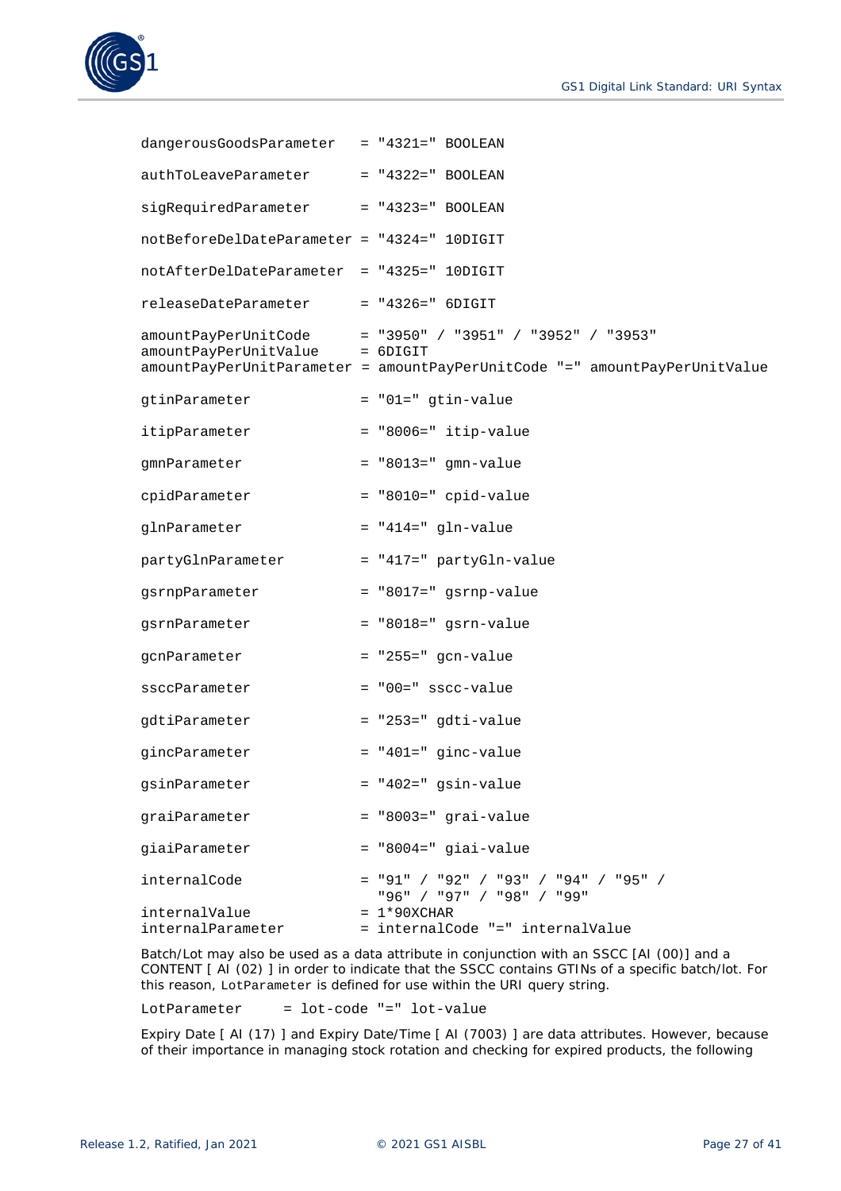```
dangerousGoodsParameter   = "4321=" BOOLEAN

authToLeaveParameter      = "4322=" BOOLEAN

sigRequiredParameter      = "4323=" BOOLEAN

notBeforeDelDateParameter = "4324=" 10DIGIT

notAfterDelDateParameter  = "4325=" 10DIGIT

releaseDateParameter      = "4326=" 6DIGIT

amountPayPerUnitCode      = "3950" / "3951" / "3952" / "3953"
amountPayPerUnitValue     = 6DIGIT
amountPayPerUnitParameter = amountPayPerUnitCode "=" amountPayPerUnitValue

gtinParameter             = "01=" gtin-value

itipParameter             = "8006=" itip-value

gmnParameter              = "8013=" gmn-value

cpidParameter             = "8010=" cpid-value

glnParameter              = "414=" gln-value

partyGlnParameter         = "417=" partyGln-value

gsrnpParameter            = "8017=" gsrnp-value

gsrnParameter             = "8018=" gsrn-value

gcnParameter              = "255=" gcn-value

ssccParameter             = "00=" sscc-value

gdtiParameter             = "253=" gdti-value

gincParameter             = "401=" ginc-value

gsinParameter             = "402=" gsin-value

graiParameter             = "8003=" grai-value

giaiParameter             = "8004=" giai-value

internalCode              = "91" / "92" / "93" / "94" / "95" /
                            "96" / "97" / "98" / "99"
internalValue             = 1*90XCHAR
internalParameter         = internalCode "=" internalValue
```

Batch/Lot may also be used as a data attribute in conjunction with an SSCC [AI (00)] and a CONTENT [ AI (02) ] in order to indicate that the SSCC contains GTINs of a specific batch/lot. For this reason, `LotParameter` is defined for use within the URI query string.

```
LotParameter     = lot-code "=" lot-value
```

Expiry Date [ AI (17) ] and Expiry Date/Time [ AI (7003) ] are data attributes. However, because of their importance in managing stock rotation and checking for expired products, the following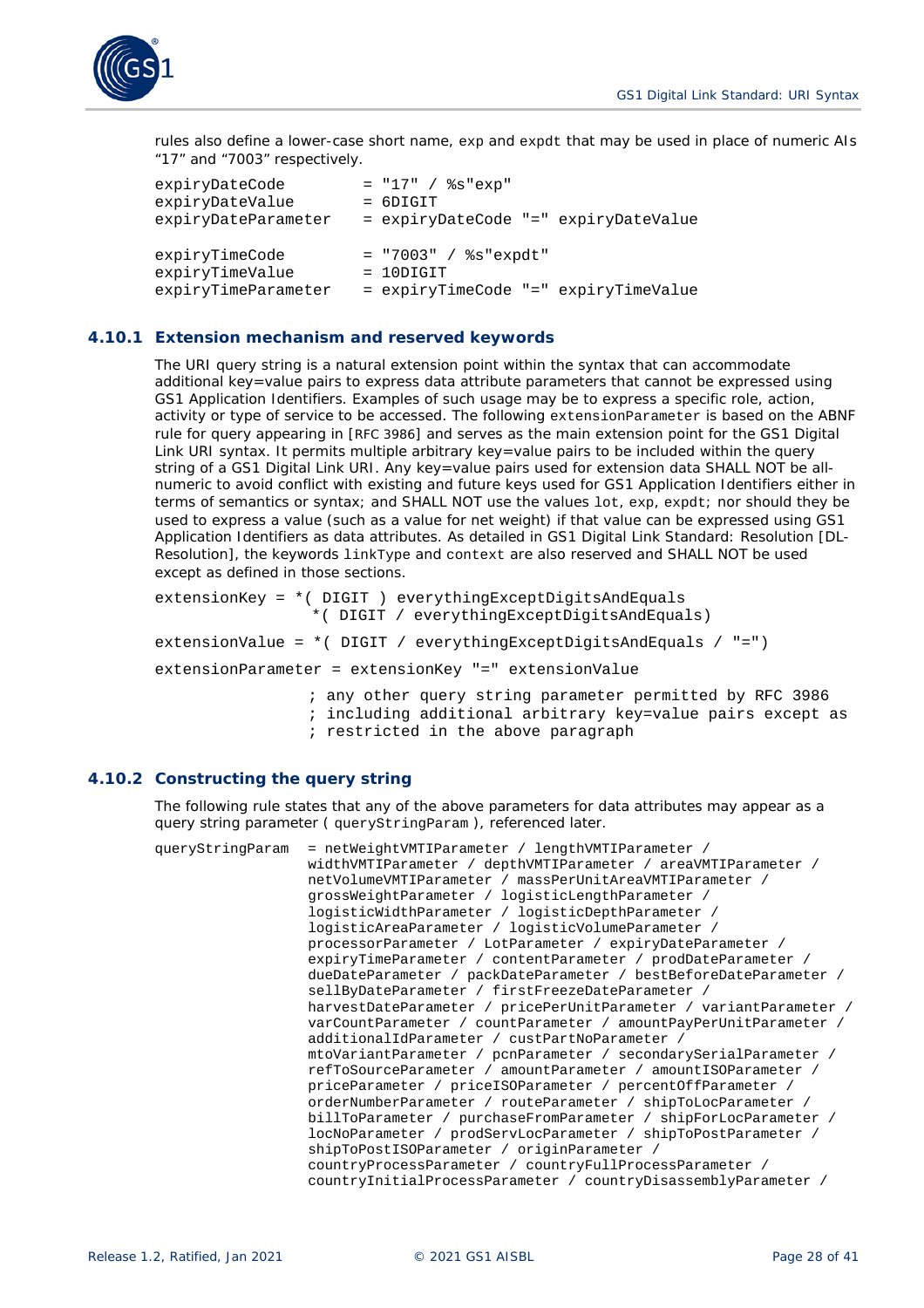rules also define a lower-case short name, exp and expdt that may be used in place of numeric AIs "17" and "7003" respectively.

```
expiryDateCode         = "17" / %s"exp"
expiryDateValue        = 6DIGIT
expiryDateParameter    = expiryDateCode "=" expiryDateValue

expiryTimeCode         = "7003" / %s"expdt"
expiryTimeValue        = 10DIGIT
expiryTimeParameter    = expiryTimeCode "=" expiryTimeValue
```

### 4.10.1 Extension mechanism and reserved keywords

The URI query string is a natural extension point within the syntax that can accommodate additional key=value pairs to express data attribute parameters that cannot be expressed using GS1 Application Identifiers. Examples of such usage may be to express a specific role, action, activity or type of service to be accessed. The following extensionParameter is based on the ABNF rule for query appearing in [RFC 3986] and serves as the main extension point for the GS1 Digital Link URI syntax. It permits multiple arbitrary key=value pairs to be included within the query string of a GS1 Digital Link URI. Any key=value pairs used for extension data SHALL NOT be all-numeric to avoid conflict with existing and future keys used for GS1 Application Identifiers either in terms of semantics or syntax; and SHALL NOT use the values lot, exp, expdt; nor should they be used to express a value (such as a value for net weight) if that value can be expressed using GS1 Application Identifiers as data attributes. As detailed in GS1 Digital Link Standard: Resolution [DL-Resolution], the keywords linkType and context are also reserved and SHALL NOT be used except as defined in those sections.

```
extensionKey = *( DIGIT ) everythingExceptDigitsAndEquals
                 *( DIGIT / everythingExceptDigitsAndEquals)

extensionValue = *( DIGIT / everythingExceptDigitsAndEquals / "=")

extensionParameter = extensionKey "=" extensionValue

                 ; any other query string parameter permitted by RFC 3986
                 ; including additional arbitrary key=value pairs except as
                 ; restricted in the above paragraph
```

### 4.10.2 Constructing the query string

The following rule states that any of the above parameters for data attributes may appear as a query string parameter ( queryStringParam ), referenced later.

```
queryStringParam  = netWeightVMTIParameter / lengthVMTIParameter /
                    widthVMTIParameter / depthVMTIParameter / areaVMTIParameter /
                    netVolumeVMTIParameter / massPerUnitAreaVMTIParameter /
                    grossWeightParameter / logisticLengthParameter /
                    logisticWidthParameter / logisticDepthParameter /
                    logisticAreaParameter / logisticVolumeParameter /
                    processorParameter / LotParameter / expiryDateParameter /
                    expiryTimeParameter / contentParameter / prodDateParameter /
                    dueDateParameter / packDateParameter / bestBeforeDateParameter /
                    sellByDateParameter / firstFreezeDateParameter /
                    harvestDateParameter / pricePerUnitParameter / variantParameter /
                    varCountParameter / countParameter / amountPayPerUnitParameter /
                    additionalIdParameter / custPartNoParameter /
                    mtoVariantParameter / pcnParameter / secondarySerialParameter /
                    refToSourceParameter / amountParameter / amountISOParameter /
                    priceParameter / priceISOParameter / percentOffParameter /
                    orderNumberParameter / routeParameter / shipToLocParameter /
                    billToParameter / purchaseFromParameter / shipForLocParameter /
                    locNoParameter / prodServLocParameter / shipToPostParameter /
                    shipToPostISOParameter / originParameter /
                    countryProcessParameter / countryFullProcessParameter /
                    countryInitialProcessParameter / countryDisassemblyParameter /
```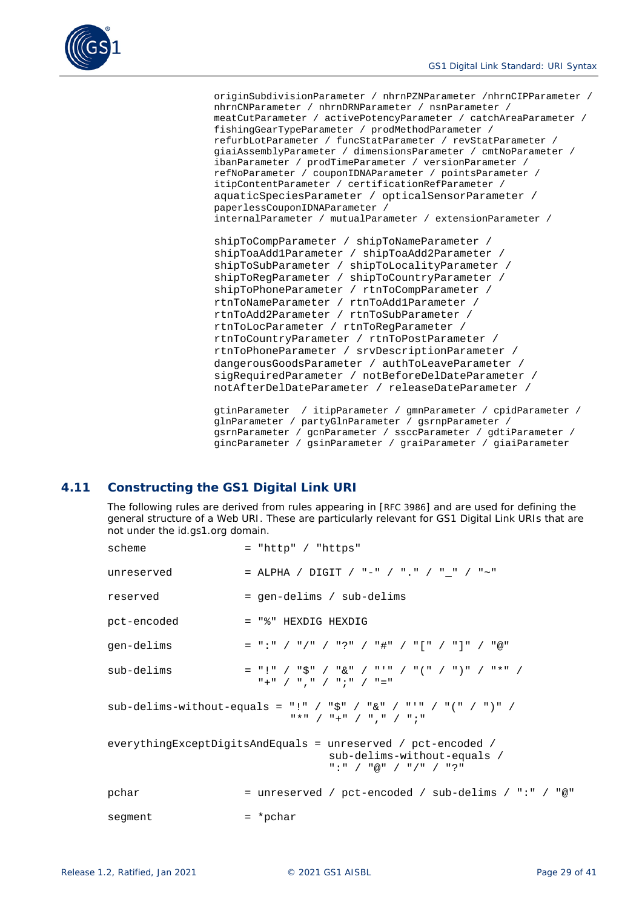```
originSubdivisionParameter / nhrnPZNParameter /nhrnCIPParameter /
nhrnCNParameter / nhrnDRNParameter / nsnParameter /
meatCutParameter / activePotencyParameter / catchAreaParameter /
fishingGearTypeParameter / prodMethodParameter /
refurbLotParameter / funcStatParameter / revStatParameter /
giaiAssemblyParameter / dimensionsParameter / cmtNoParameter /
ibanParameter / prodTimeParameter / versionParameter /
refNoParameter / couponIDNAParameter / pointsParameter /
itipContentParameter / certificationRefParameter /
aquaticSpeciesParameter / opticalSensorParameter /
paperlessCouponIDNAParameter /
internalParameter / mutualParameter / extensionParameter /

shipToCompParameter / shipToNameParameter /
shipToaAdd1Parameter / shipToaAdd2Parameter /
shipToSubParameter / shipToLocalityParameter /
shipToRegParameter / shipToCountryParameter /
shipToPhoneParameter / rtnToCompParameter /
rtnToNameParameter / rtnToAdd1Parameter /
rtnToAdd2Parameter / rtnToSubParameter /
rtnToLocParameter / rtnToRegParameter /
rtnToCountryParameter / rtnToPostParameter /
rtnToPhoneParameter / srvDescriptionParameter /
dangerousGoodsParameter / authToLeaveParameter /
sigRequiredParameter / notBeforeDelDateParameter /
notAfterDelDateParameter / releaseDateParameter /

gtinParameter  / itipParameter / gmnParameter / cpidParameter /
glnParameter / partyGlnParameter / gsrnpParameter /
gsrnParameter / gcnParameter / ssccParameter / gdtiParameter /
gincParameter / gsinParameter / graiParameter / giaiParameter
```

## 4.11 Constructing the GS1 Digital Link URI

The following rules are derived from rules appearing in [RFC 3986] and are used for defining the general structure of a Web URI. These are particularly relevant for GS1 Digital Link URIs that are not under the id.gs1.org domain.

```
scheme                = "http" / "https"

unreserved            = ALPHA / DIGIT / "-" / "." / "_" / "~"

reserved              = gen-delims / sub-delims

pct-encoded           = "%" HEXDIG HEXDIG

gen-delims            = ":" / "/" / "?" / "#" / "[" / "]" / "@"

sub-delims            = "!" / "$" / "&" / "'" / "(" / ")" / "*" /
                        "+" / "," / ";" / "="

sub-delims-without-equals = "!" / "$" / "&" / "'" / "(" / ")" /
                            "*" / "+" / "," / ";"

everythingExceptDigitsAndEquals = unreserved / pct-encoded /
                                  sub-delims-without-equals /
                                  ":" / "@" / "/" / "?"

pchar                 = unreserved / pct-encoded / sub-delims / ":" / "@"

segment               = *pchar
```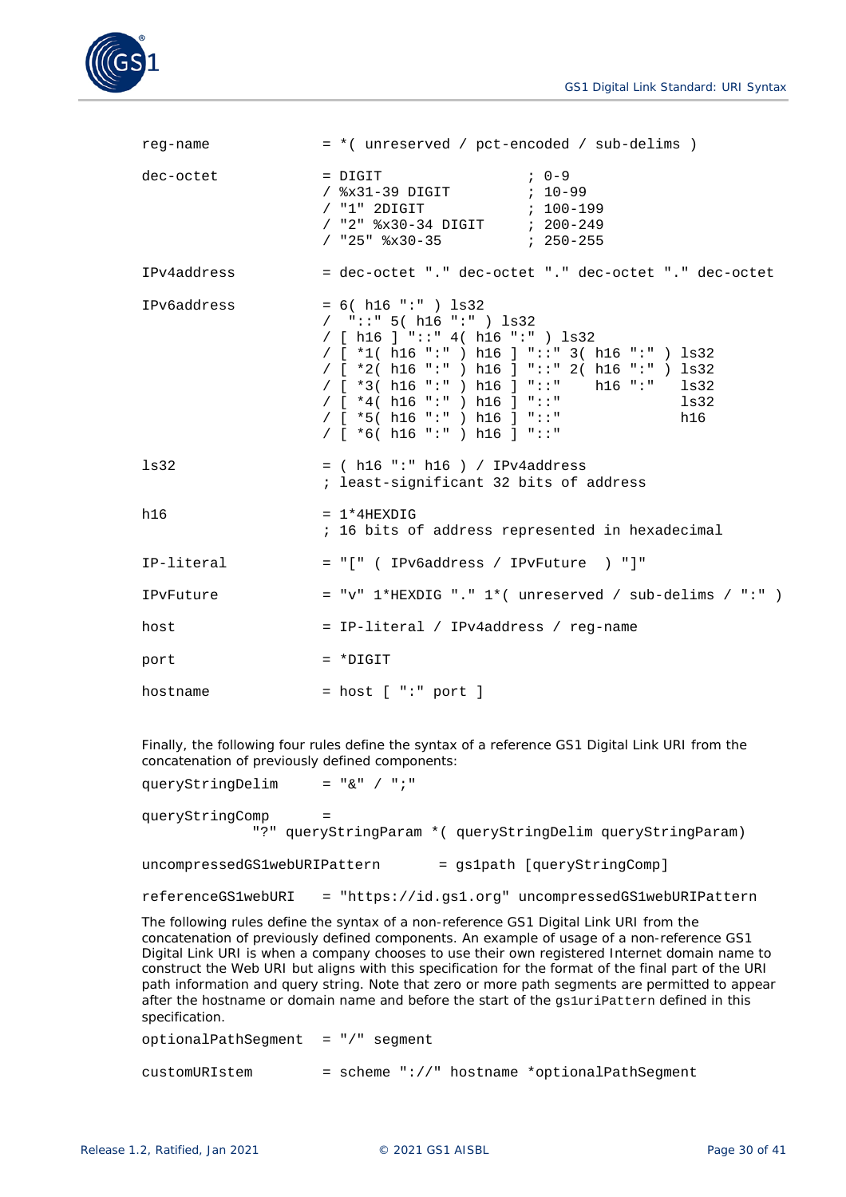```
reg-name            = *( unreserved / pct-encoded / sub-delims )

dec-octet           = DIGIT                 ; 0-9
                    / %x31-39 DIGIT         ; 10-99
                    / "1" 2DIGIT            ; 100-199
                    / "2" %x30-34 DIGIT     ; 200-249
                    / "25" %x30-35          ; 250-255

IPv4address         = dec-octet "." dec-octet "." dec-octet "." dec-octet

IPv6address         = 6( h16 ":" ) ls32
                    /  "::" 5( h16 ":" ) ls32
                    / [ h16 ] "::" 4( h16 ":" ) ls32
                    / [ *1( h16 ":" ) h16 ] "::" 3( h16 ":" ) ls32
                    / [ *2( h16 ":" ) h16 ] "::" 2( h16 ":" ) ls32
                    / [ *3( h16 ":" ) h16 ] "::"    h16 ":"   ls32
                    / [ *4( h16 ":" ) h16 ] "::"              ls32
                    / [ *5( h16 ":" ) h16 ] "::"              h16
                    / [ *6( h16 ":" ) h16 ] "::"

ls32                = ( h16 ":" h16 ) / IPv4address
                    ; least-significant 32 bits of address

h16                 = 1*4HEXDIG
                    ; 16 bits of address represented in hexadecimal

IP-literal          = "[" ( IPv6address / IPvFuture  ) "]"

IPvFuture           = "v" 1*HEXDIG "." 1*( unreserved / sub-delims / ":" )

host                = IP-literal / IPv4address / reg-name

port                = *DIGIT

hostname            = host [ ":" port ]
```

Finally, the following four rules define the syntax of a reference GS1 Digital Link URI from the concatenation of previously defined components:

```
queryStringDelim     = "&" / ";"

queryStringComp      =
             "?" queryStringParam *( queryStringDelim queryStringParam)

uncompressedGS1webURIPattern      = gs1path [queryStringComp]

referenceGS1webURI   = "https://id.gs1.org" uncompressedGS1webURIPattern
```

The following rules define the syntax of a non-reference GS1 Digital Link URI from the concatenation of previously defined components. An example of usage of a non-reference GS1 Digital Link URI is when a company chooses to use their own registered Internet domain name to construct the Web URI but aligns with this specification for the format of the final part of the URI path information and query string. Note that zero or more path segments are permitted to appear after the hostname or domain name and before the start of the `gs1uriPattern` defined in this specification.

```
optionalPathSegment  = "/" segment

customURIstem        = scheme "://" hostname *optionalPathSegment
```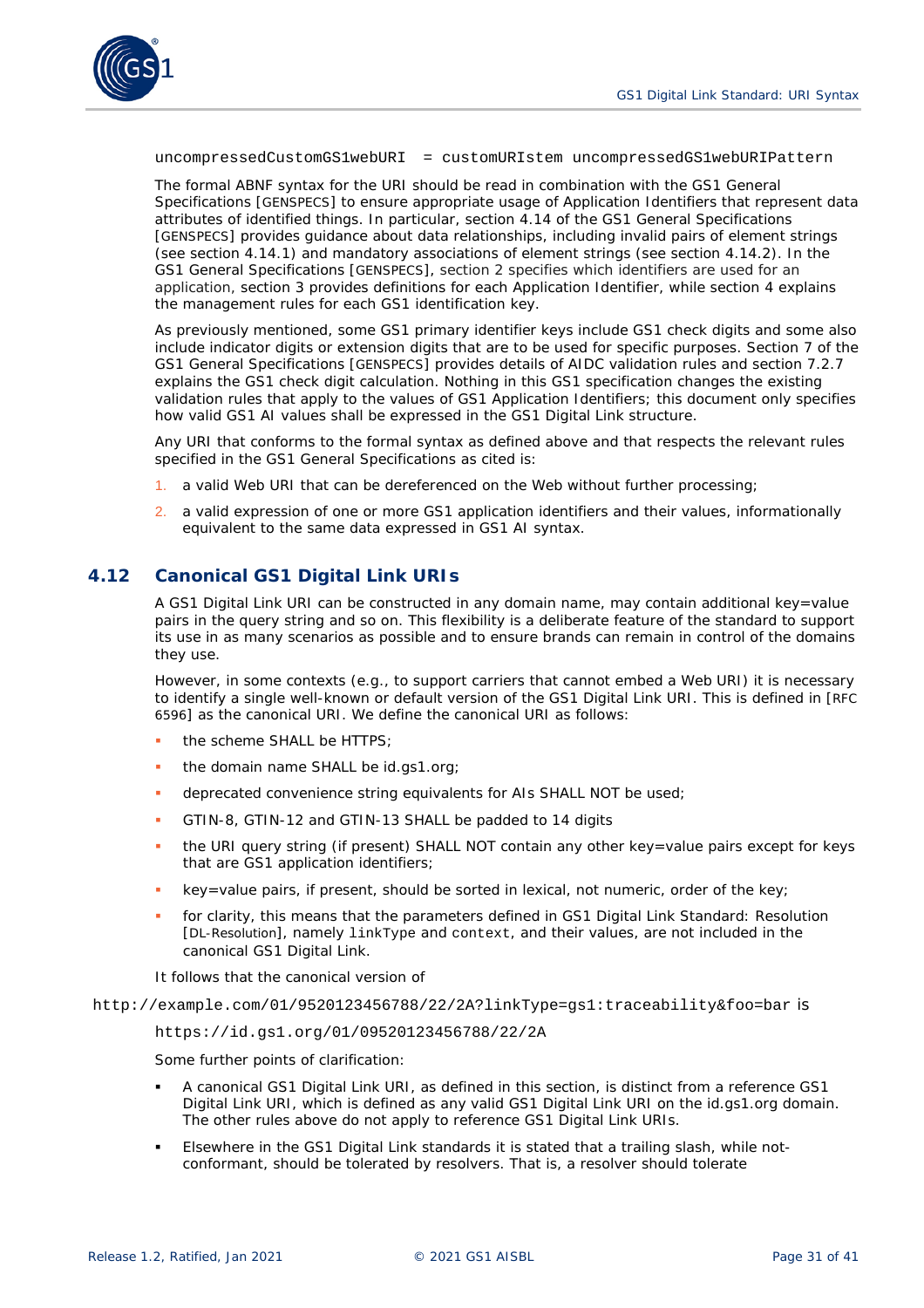```
uncompressedCustomGS1webURI  = customURIstem uncompressedGS1webURIPattern
```

The formal ABNF syntax for the URI should be read in combination with the GS1 General Specifications [GENSPECS] to ensure appropriate usage of Application Identifiers that represent data attributes of identified things. In particular, section 4.14 of the GS1 General Specifications [GENSPECS] provides guidance about data relationships, including invalid pairs of element strings (see section 4.14.1) and mandatory associations of element strings (see section 4.14.2). In the GS1 General Specifications [GENSPECS], section 2 specifies which identifiers are used for an application, section 3 provides definitions for each Application Identifier, while section 4 explains the management rules for each GS1 identification key.

As previously mentioned, some GS1 primary identifier keys include GS1 check digits and some also include indicator digits or extension digits that are to be used for specific purposes. Section 7 of the GS1 General Specifications [GENSPECS] provides details of AIDC validation rules and section 7.2.7 explains the GS1 check digit calculation. Nothing in this GS1 specification changes the existing validation rules that apply to the values of GS1 Application Identifiers; this document only specifies how valid GS1 AI values shall be expressed in the GS1 Digital Link structure.

Any URI that conforms to the formal syntax as defined above and that respects the relevant rules specified in the GS1 General Specifications as cited is:

1. a valid Web URI that can be dereferenced on the Web without further processing;
2. a valid expression of one or more GS1 application identifiers and their values, informationally equivalent to the same data expressed in GS1 AI syntax.

## 4.12 Canonical GS1 Digital Link URIs

A GS1 Digital Link URI can be constructed in any domain name, may contain additional key=value pairs in the query string and so on. This flexibility is a deliberate feature of the standard to support its use in as many scenarios as possible and to ensure brands can remain in control of the domains they use.

However, in some contexts (e.g., to support carriers that cannot embed a Web URI) it is necessary to identify a single well-known or default version of the GS1 Digital Link URI. This is defined in [RFC 6596] as the canonical URI. We define the canonical URI as follows:

- the scheme SHALL be HTTPS;
- the domain name SHALL be id.gs1.org;
- deprecated convenience string equivalents for AIs SHALL NOT be used;
- GTIN-8, GTIN-12 and GTIN-13 SHALL be padded to 14 digits
- the URI query string (if present) SHALL NOT contain any other key=value pairs except for keys that are GS1 application identifiers;
- key=value pairs, if present, should be sorted in lexical, not numeric, order of the key;
- for clarity, this means that the parameters defined in GS1 Digital Link Standard: Resolution [DL-Resolution], namely `linkType` and `context`, and their values, are not included in the canonical GS1 Digital Link.

It follows that the canonical version of

`http://example.com/01/9520123456788/22/2A?linkType=gs1:traceability&foo=bar` is

`https://id.gs1.org/01/09520123456788/22/2A`

Some further points of clarification:

- A canonical GS1 Digital Link URI, as defined in this section, is distinct from a reference GS1 Digital Link URI, which is defined as any valid GS1 Digital Link URI on the id.gs1.org domain. The other rules above do not apply to reference GS1 Digital Link URIs.
- Elsewhere in the GS1 Digital Link standards it is stated that a trailing slash, while not-conformant, should be tolerated by resolvers. That is, a resolver should tolerate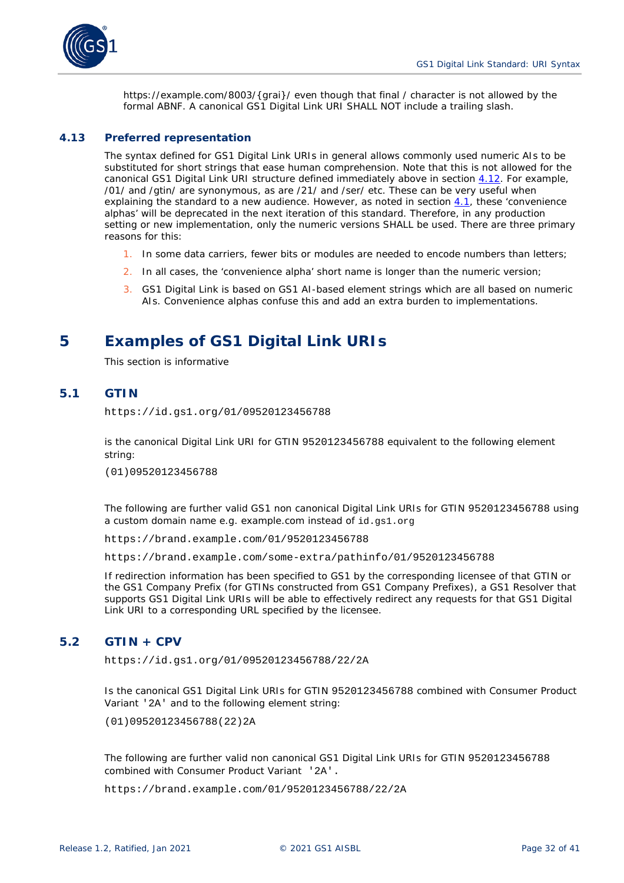https://example.com/8003/{grai}/ even though that final / character is not allowed by the formal ABNF. A canonical GS1 Digital Link URI SHALL NOT include a trailing slash.

### 4.13 Preferred representation

The syntax defined for GS1 Digital Link URIs in general allows commonly used numeric AIs to be substituted for short strings that ease human comprehension. Note that this is not allowed for the canonical GS1 Digital Link URI structure defined immediately above in section 4.12. For example, /01/ and /gtin/ are synonymous, as are /21/ and /ser/ etc. These can be very useful when explaining the standard to a new audience. However, as noted in section 4.1, these 'convenience alphas' will be deprecated in the next iteration of this standard. Therefore, in any production setting or new implementation, only the numeric versions SHALL be used. There are three primary reasons for this:

1. In some data carriers, fewer bits or modules are needed to encode numbers than letters;
2. In all cases, the 'convenience alpha' short name is longer than the numeric version;
3. GS1 Digital Link is based on GS1 AI-based element strings which are all based on numeric AIs. Convenience alphas confuse this and add an extra burden to implementations.

# 5 Examples of GS1 Digital Link URIs

This section is informative

## 5.1 GTIN

`https://id.gs1.org/01/09520123456788`

is the canonical Digital Link URI for GTIN 9520123456788 equivalent to the following element string:

`(01)09520123456788`

The following are further valid GS1 non canonical Digital Link URIs for GTIN 9520123456788 using a custom domain name e.g. example.com instead of `id.gs1.org`

`https://brand.example.com/01/9520123456788`

`https://brand.example.com/some-extra/pathinfo/01/9520123456788`

If redirection information has been specified to GS1 by the corresponding licensee of that GTIN or the GS1 Company Prefix (for GTINs constructed from GS1 Company Prefixes), a GS1 Resolver that supports GS1 Digital Link URIs will be able to effectively redirect any requests for that GS1 Digital Link URI to a corresponding URL specified by the licensee.

## 5.2 GTIN + CPV

`https://id.gs1.org/01/09520123456788/22/2A`

Is the canonical GS1 Digital Link URIs for GTIN 9520123456788 combined with Consumer Product Variant `'2A'` and to the following element string:

`(01)09520123456788(22)2A`

The following are further valid non canonical GS1 Digital Link URIs for GTIN 9520123456788 combined with Consumer Product Variant `'2A'`.

`https://brand.example.com/01/9520123456788/22/2A`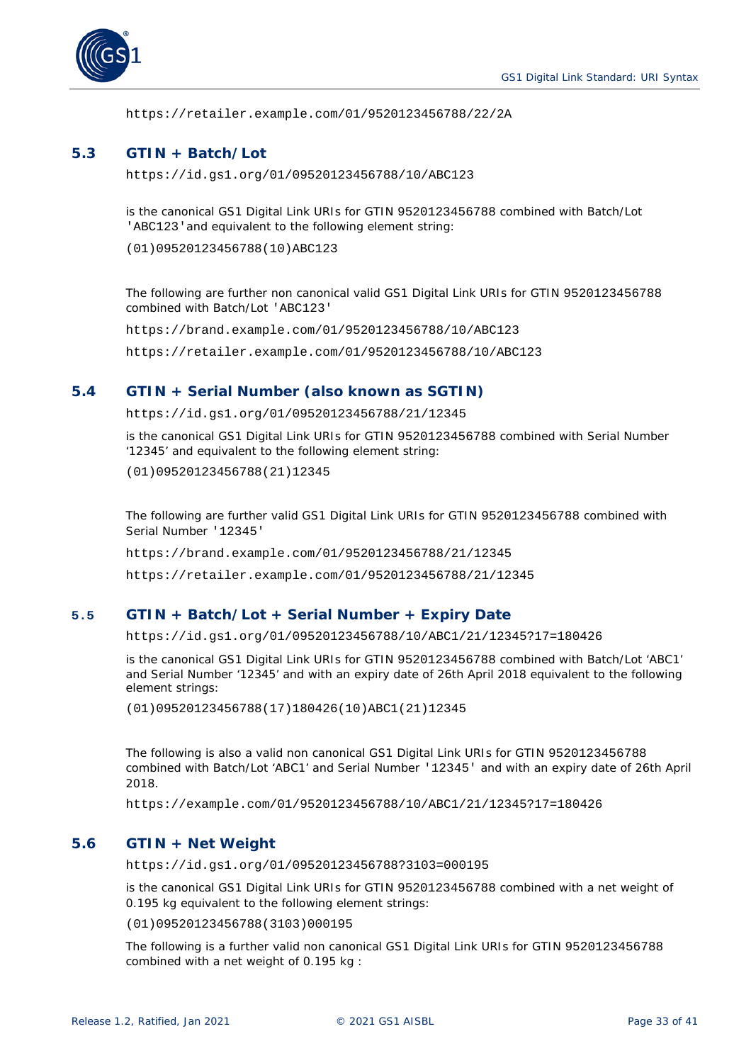```
https://retailer.example.com/01/9520123456788/22/2A
```

## 5.3 GTIN + Batch/Lot

```
https://id.gs1.org/01/09520123456788/10/ABC123
```

is the canonical GS1 Digital Link URIs for GTIN 9520123456788 combined with Batch/Lot 'ABC123' and equivalent to the following element string:

```
(01)09520123456788(10)ABC123
```

The following are further non canonical valid GS1 Digital Link URIs for GTIN 9520123456788 combined with Batch/Lot 'ABC123'

```
https://brand.example.com/01/9520123456788/10/ABC123
https://retailer.example.com/01/9520123456788/10/ABC123
```

## 5.4 GTIN + Serial Number (also known as SGTIN)

```
https://id.gs1.org/01/09520123456788/21/12345
```

is the canonical GS1 Digital Link URIs for GTIN 9520123456788 combined with Serial Number '12345' and equivalent to the following element string:

```
(01)09520123456788(21)12345
```

The following are further valid GS1 Digital Link URIs for GTIN 9520123456788 combined with Serial Number '12345'

```
https://brand.example.com/01/9520123456788/21/12345
https://retailer.example.com/01/9520123456788/21/12345
```

## 5.5 GTIN + Batch/Lot + Serial Number + Expiry Date

```
https://id.gs1.org/01/09520123456788/10/ABC1/21/12345?17=180426
```

is the canonical GS1 Digital Link URIs for GTIN 9520123456788 combined with Batch/Lot 'ABC1' and Serial Number '12345' and with an expiry date of 26th April 2018 equivalent to the following element strings:

```
(01)09520123456788(17)180426(10)ABC1(21)12345
```

The following is also a valid non canonical GS1 Digital Link URIs for GTIN 9520123456788 combined with Batch/Lot 'ABC1' and Serial Number '12345' and with an expiry date of 26th April 2018.

```
https://example.com/01/9520123456788/10/ABC1/21/12345?17=180426
```

## 5.6 GTIN + Net Weight

```
https://id.gs1.org/01/09520123456788?3103=000195
```

is the canonical GS1 Digital Link URIs for GTIN 9520123456788 combined with a net weight of 0.195 kg equivalent to the following element strings:

```
(01)09520123456788(3103)000195
```

The following is a further valid non canonical GS1 Digital Link URIs for GTIN 9520123456788 combined with a net weight of 0.195 kg :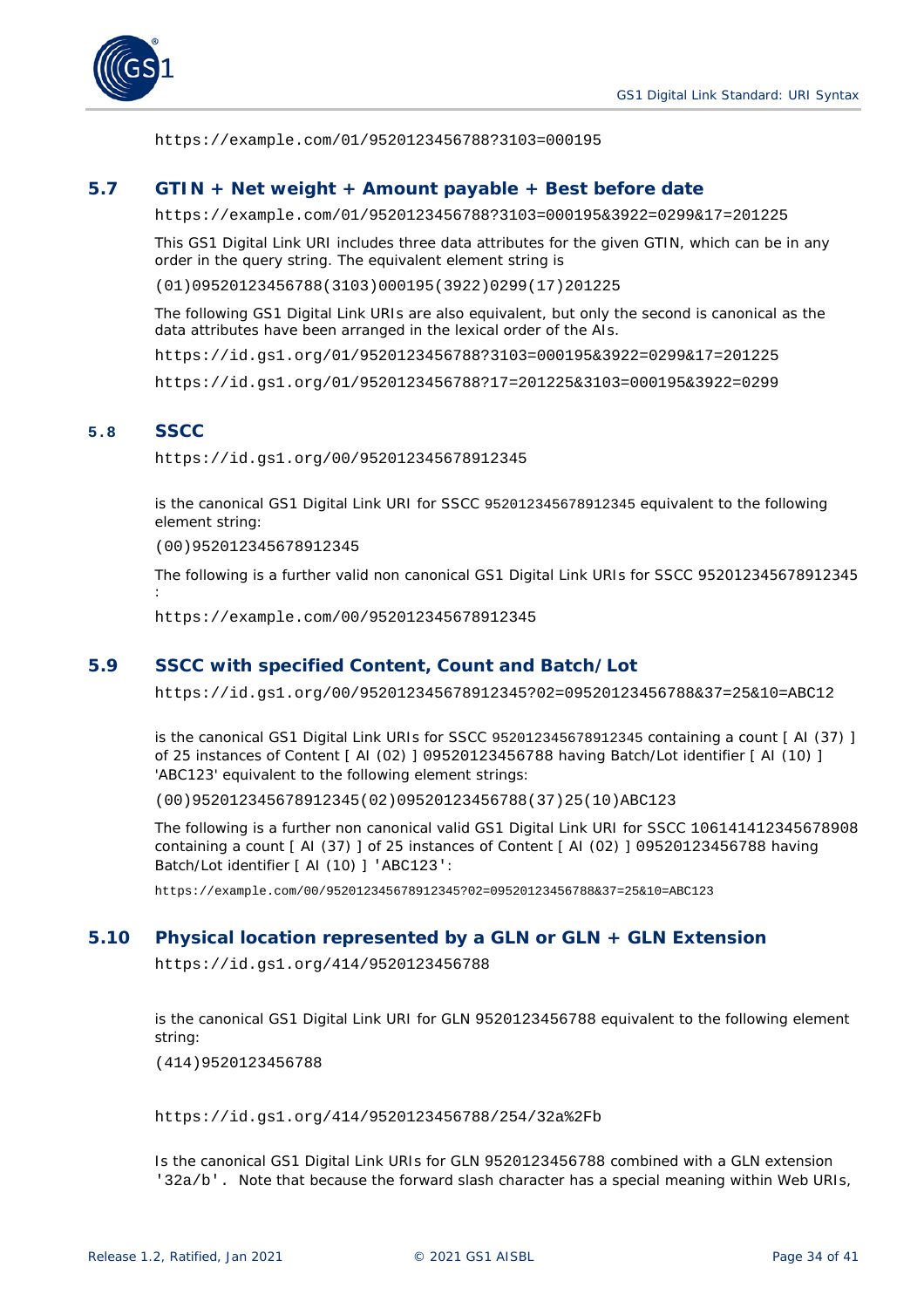https://example.com/01/9520123456788?3103=000195

## 5.7 GTIN + Net weight + Amount payable + Best before date

https://example.com/01/9520123456788?3103=000195&3922=0299&17=201225

This GS1 Digital Link URI includes three data attributes for the given GTIN, which can be in any order in the query string. The equivalent element string is

(01)09520123456788(3103)000195(3922)0299(17)201225

The following GS1 Digital Link URIs are also equivalent, but only the second is canonical as the data attributes have been arranged in the lexical order of the AIs.

https://id.gs1.org/01/9520123456788?3103=000195&3922=0299&17=201225

https://id.gs1.org/01/9520123456788?17=201225&3103=000195&3922=0299

## 5.8 SSCC

https://id.gs1.org/00/952012345678912345

is the canonical GS1 Digital Link URI for SSCC 952012345678912345 equivalent to the following element string:

(00)952012345678912345

The following is a further valid non canonical GS1 Digital Link URIs for SSCC 952012345678912345 :

https://example.com/00/952012345678912345

## 5.9 SSCC with specified Content, Count and Batch/Lot

https://id.gs1.org/00/952012345678912345?02=09520123456788&37=25&10=ABC12

is the canonical GS1 Digital Link URIs for SSCC 952012345678912345 containing a count [ AI (37) ] of 25 instances of Content [ AI (02) ] 09520123456788 having Batch/Lot identifier [ AI (10) ] 'ABC123' equivalent to the following element strings:

(00)952012345678912345(02)09520123456788(37)25(10)ABC123

The following is a further non canonical valid GS1 Digital Link URI for SSCC 106141412345678908 containing a count [ AI (37) ] of 25 instances of Content [ AI (02) ] 09520123456788 having Batch/Lot identifier [ AI (10) ] 'ABC123':

https://example.com/00/952012345678912345?02=09520123456788&37=25&10=ABC123

## 5.10 Physical location represented by a GLN or GLN + GLN Extension

https://id.gs1.org/414/9520123456788

is the canonical GS1 Digital Link URI for GLN 9520123456788 equivalent to the following element string:

(414)9520123456788

https://id.gs1.org/414/9520123456788/254/32a%2Fb

Is the canonical GS1 Digital Link URIs for GLN 9520123456788 combined with a GLN extension '32a/b'. Note that because the forward slash character has a special meaning within Web URIs,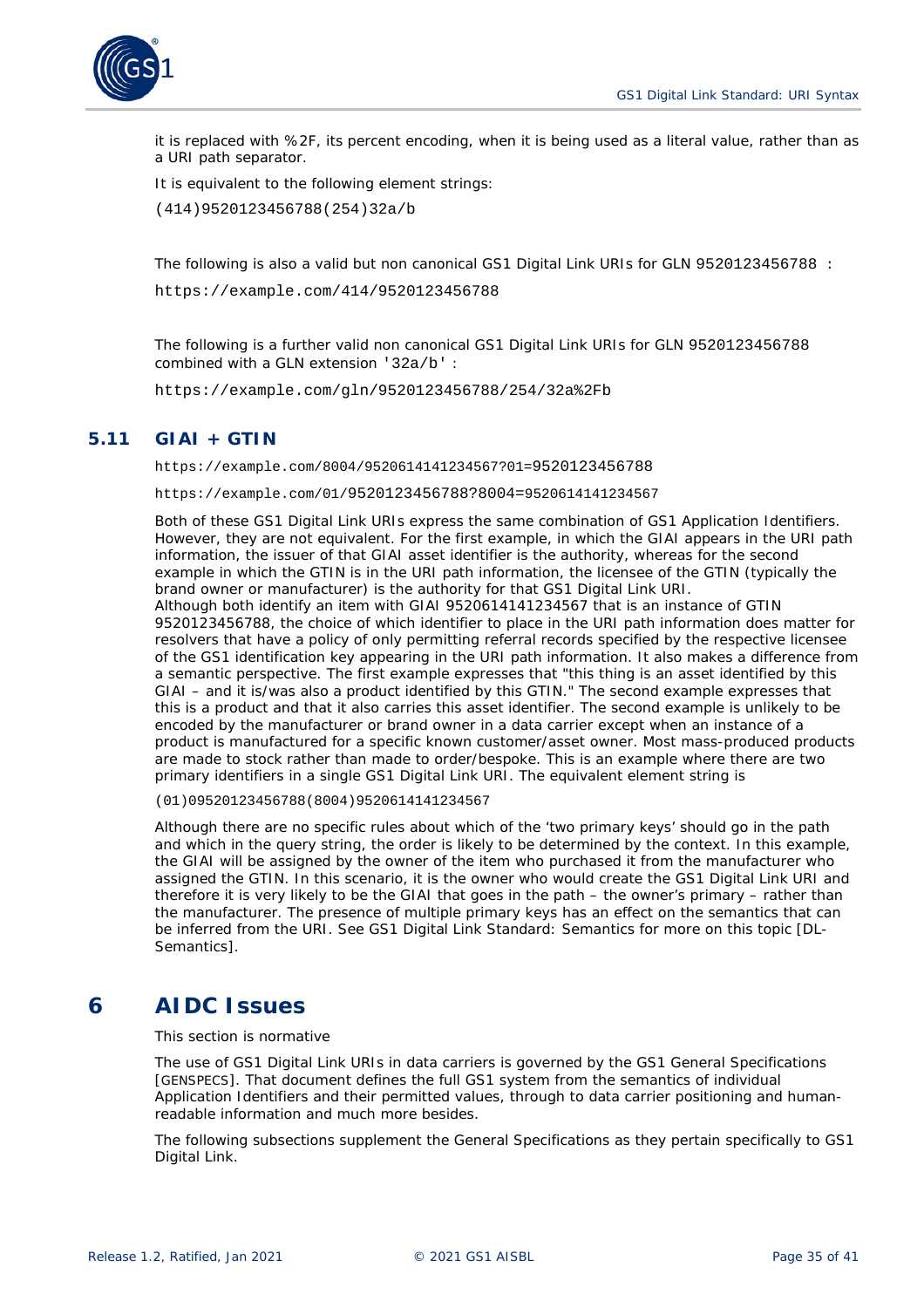it is replaced with %2F, its percent encoding, when it is being used as a literal value, rather than as a URI path separator.

It is equivalent to the following element strings:

```
(414)9520123456788(254)32a/b
```

The following is also a valid but non canonical GS1 Digital Link URIs for GLN 9520123456788 :

```
https://example.com/414/9520123456788
```

The following is a further valid non canonical GS1 Digital Link URIs for GLN 9520123456788 combined with a GLN extension '32a/b' :

```
https://example.com/gln/9520123456788/254/32a%2Fb
```

## 5.11 GIAI + GTIN

```
https://example.com/8004/9520614141234567?01=9520123456788
https://example.com/01/9520123456788?8004=9520614141234567
```

Both of these GS1 Digital Link URIs express the same combination of GS1 Application Identifiers. However, they are not equivalent. For the first example, in which the GIAI appears in the URI path information, the issuer of that GIAI asset identifier is the authority, whereas for the second example in which the GTIN is in the URI path information, the licensee of the GTIN (typically the brand owner or manufacturer) is the authority for that GS1 Digital Link URI.
Although both identify an item with GIAI 9520614141234567 that is an instance of GTIN 9520123456788, the choice of which identifier to place in the URI path information does matter for resolvers that have a policy of only permitting referral records specified by the respective licensee of the GS1 identification key appearing in the URI path information. It also makes a difference from a semantic perspective. The first example expresses that "this thing is an asset identified by this GIAI – and it is/was also a product identified by this GTIN." The second example expresses that this is a product and that it also carries this asset identifier. The second example is unlikely to be encoded by the manufacturer or brand owner in a data carrier except when an instance of a product is manufactured for a specific known customer/asset owner. Most mass-produced products are made to stock rather than made to order/bespoke. This is an example where there are two primary identifiers in a single GS1 Digital Link URI. The equivalent element string is

```
(01)09520123456788(8004)9520614141234567
```

Although there are no specific rules about which of the 'two primary keys' should go in the path and which in the query string, the order is likely to be determined by the context. In this example, the GIAI will be assigned by the owner of the item who purchased it from the manufacturer who assigned the GTIN. In this scenario, it is the owner who would create the GS1 Digital Link URI and therefore it is very likely to be the GIAI that goes in the path – the owner's primary – rather than the manufacturer. The presence of multiple primary keys has an effect on the semantics that can be inferred from the URI. See GS1 Digital Link Standard: Semantics for more on this topic [DL-Semantics].

# 6 AIDC Issues

This section is normative

The use of GS1 Digital Link URIs in data carriers is governed by the GS1 General Specifications [GENSPECS]. That document defines the full GS1 system from the semantics of individual Application Identifiers and their permitted values, through to data carrier positioning and human-readable information and much more besides.

The following subsections supplement the General Specifications as they pertain specifically to GS1 Digital Link.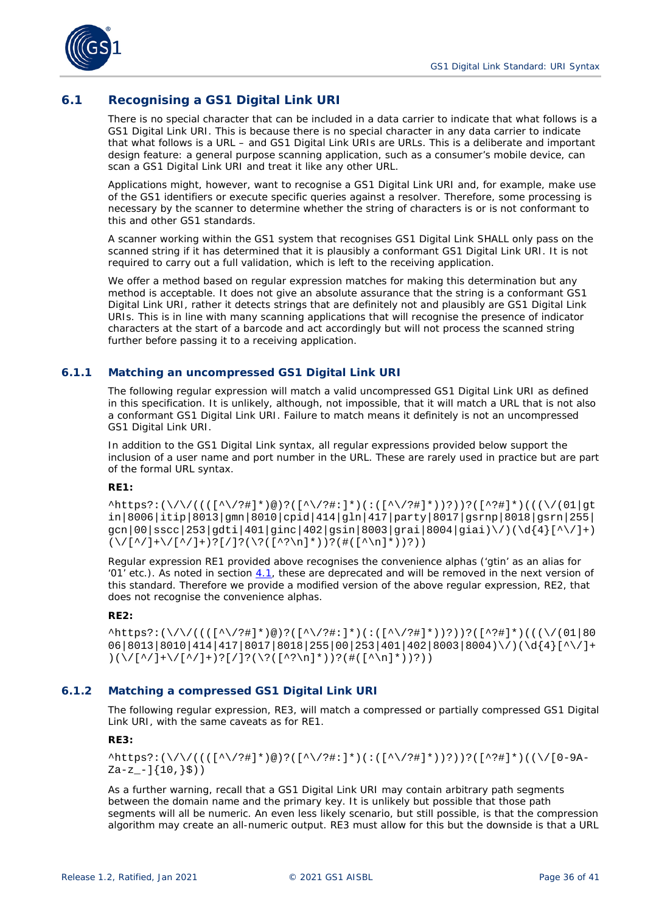## 6.1 Recognising a GS1 Digital Link URI

There is no special character that can be included in a data carrier to indicate that what follows is a GS1 Digital Link URI. This is because there is no special character in any data carrier to indicate that what follows is a URL – and GS1 Digital Link URIs are URLs. This is a deliberate and important design feature: a general purpose scanning application, such as a consumer's mobile device, can scan a GS1 Digital Link URI and treat it like any other URL.

Applications might, however, want to recognise a GS1 Digital Link URI and, for example, make use of the GS1 identifiers or execute specific queries against a resolver. Therefore, some processing is necessary by the scanner to determine whether the string of characters is or is not conformant to this and other GS1 standards.

A scanner working within the GS1 system that recognises GS1 Digital Link SHALL only pass on the scanned string if it has determined that it is plausibly a conformant GS1 Digital Link URI. It is not required to carry out a full validation, which is left to the receiving application.

We offer a method based on regular expression matches for making this determination but any method is acceptable. It does not give an absolute assurance that the string is a conformant GS1 Digital Link URI, rather it detects strings that are definitely not and plausibly are GS1 Digital Link URIs. This is in line with many scanning applications that will recognise the presence of indicator characters at the start of a barcode and act accordingly but will not process the scanned string further before passing it to a receiving application.

### 6.1.1 Matching an uncompressed GS1 Digital Link URI

The following regular expression will match a valid uncompressed GS1 Digital Link URI as defined in this specification. It is unlikely, although, not impossible, that it will match a URL that is not also a conformant GS1 Digital Link URI. Failure to match means it definitely is not an uncompressed GS1 Digital Link URI.

In addition to the GS1 Digital Link syntax, all regular expressions provided below support the inclusion of a user name and port number in the URL. These are rarely used in practice but are part of the formal URL syntax.

**RE1:**

```
^https?:(\/\/((([^\/?#]*)@)?([^\/?#:]*)(:([^\/?#]*))?))?([^?#]*)(((\/(01|gtin|8006|itip|8013|gmn|8010|cpid|414|gln|417|party|8017|gsrnp|8018|gsrn|255|gcn|00|sscc|253|gdti|401|ginc|402|gsin|8003|grai|8004|giai)\/)(\d{4}[^\/]+)(\/[^/]+\/[^/]+)?[/]?(\?([^?\n]*))?(#([^\n]*))?))
```

Regular expression RE1 provided above recognises the convenience alphas ('gtin' as an alias for '01' etc.). As noted in section 4.1, these are deprecated and will be removed in the next version of this standard. Therefore we provide a modified version of the above regular expression, RE2, that does not recognise the convenience alphas.

**RE2:**

```
^https?:(\/\/((([^\/?#]*)@)?([^\/?#:]*)(:([^\/?#]*))?))?([^?#]*)(((\/(01|8006|8013|8010|414|417|8017|8018|255|00|253|401|402|8003|8004)\/)(\d{4}[^\/]+)(\/[^/]+\/[^/]+)?[/]?(\?([^?\n]*))?(#([^\n]*))?))
```

### 6.1.2 Matching a compressed GS1 Digital Link URI

The following regular expression, RE3, will match a compressed or partially compressed GS1 Digital Link URI, with the same caveats as for RE1.

**RE3:**

```
^https?:(\/\/((([^\/?#]*)@)?([^\/?#:]*)(:([^\/?#]*))?))?([^?#]*)((\/[0-9A-Za-z_-]{10,}$))
```

As a further warning, recall that a GS1 Digital Link URI may contain arbitrary path segments between the domain name and the primary key. It is unlikely but possible that those path segments will all be numeric. An even less likely scenario, but still possible, is that the compression algorithm may create an all-numeric output. RE3 must allow for this but the downside is that a URL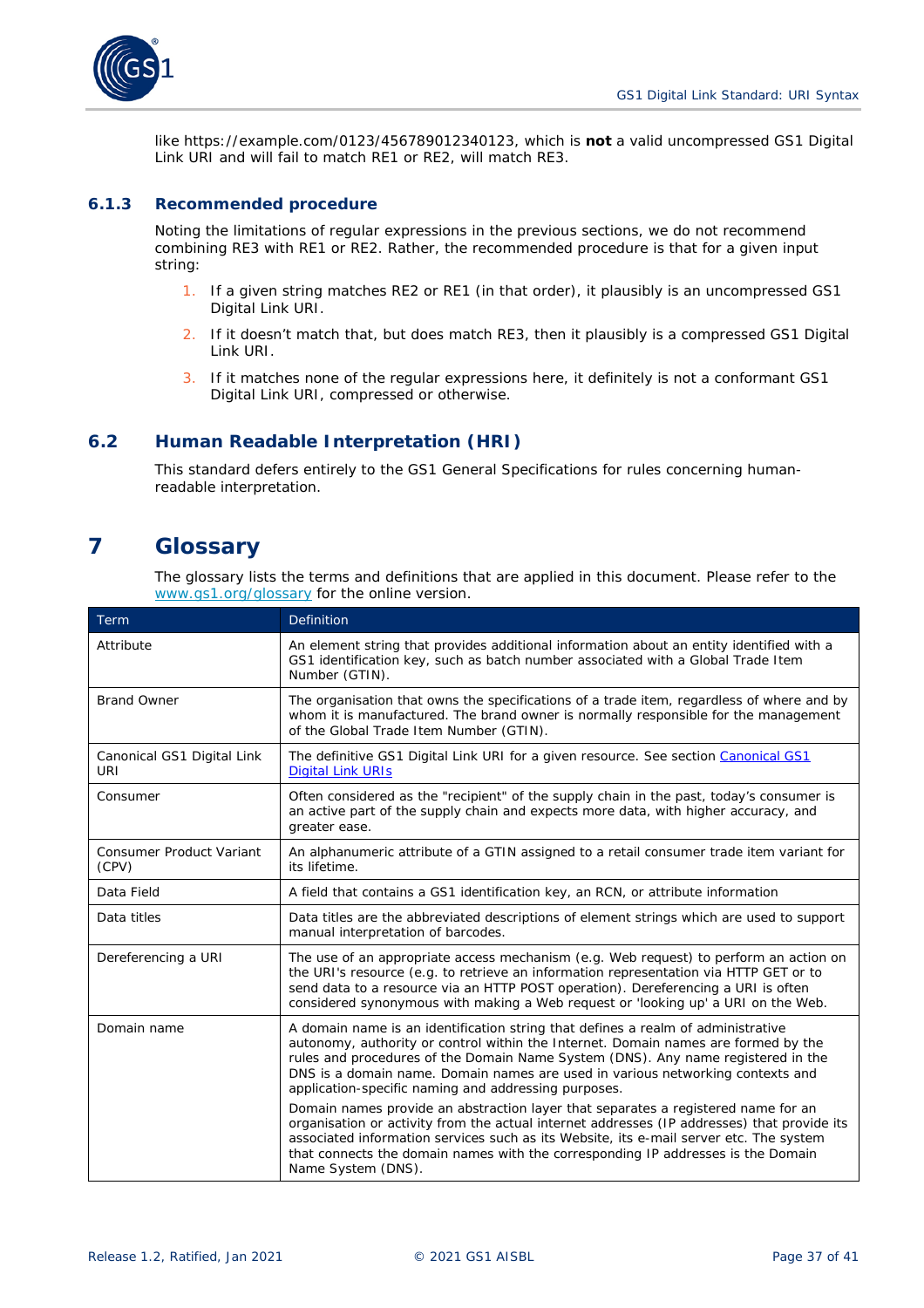like https://example.com/0123/456789012340123, which is **not** a valid uncompressed GS1 Digital Link URI and will fail to match RE1 or RE2, will match RE3.

### 6.1.3 Recommended procedure

Noting the limitations of regular expressions in the previous sections, we do not recommend combining RE3 with RE1 or RE2. Rather, the recommended procedure is that for a given input string:

1. If a given string matches RE2 or RE1 (in that order), it plausibly is an uncompressed GS1 Digital Link URI.
2. If it doesn't match that, but does match RE3, then it plausibly is a compressed GS1 Digital Link URI.
3. If it matches none of the regular expressions here, it definitely is not a conformant GS1 Digital Link URI, compressed or otherwise.

## 6.2 Human Readable Interpretation (HRI)

This standard defers entirely to the GS1 General Specifications for rules concerning human-readable interpretation.

# 7 Glossary

The glossary lists the terms and definitions that are applied in this document. Please refer to the www.gs1.org/glossary for the online version.

| Term | Definition |
|---|---|
| Attribute | An element string that provides additional information about an entity identified with a GS1 identification key, such as batch number associated with a Global Trade Item Number (GTIN). |
| Brand Owner | The organisation that owns the specifications of a trade item, regardless of where and by whom it is manufactured. The brand owner is normally responsible for the management of the Global Trade Item Number (GTIN). |
| Canonical GS1 Digital Link URI | The definitive GS1 Digital Link URI for a given resource. See section Canonical GS1 Digital Link URIs |
| Consumer | Often considered as the "recipient" of the supply chain in the past, today's consumer is an active part of the supply chain and expects more data, with higher accuracy, and greater ease. |
| Consumer Product Variant (CPV) | An alphanumeric attribute of a GTIN assigned to a retail consumer trade item variant for its lifetime. |
| Data Field | A field that contains a GS1 identification key, an RCN, or attribute information |
| Data titles | Data titles are the abbreviated descriptions of element strings which are used to support manual interpretation of barcodes. |
| Dereferencing a URI | The use of an appropriate access mechanism (e.g. Web request) to perform an action on the URI's resource (e.g. to retrieve an information representation via HTTP GET or to send data to a resource via an HTTP POST operation). Dereferencing a URI is often considered synonymous with making a Web request or 'looking up' a URI on the Web. |
| Domain name | A domain name is an identification string that defines a realm of administrative autonomy, authority or control within the Internet. Domain names are formed by the rules and procedures of the Domain Name System (DNS). Any name registered in the DNS is a domain name. Domain names are used in various networking contexts and application-specific naming and addressing purposes.<br><br>Domain names provide an abstraction layer that separates a registered name for an organisation or activity from the actual internet addresses (IP addresses) that provide its associated information services such as its Website, its e-mail server etc. The system that connects the domain names with the corresponding IP addresses is the Domain Name System (DNS). |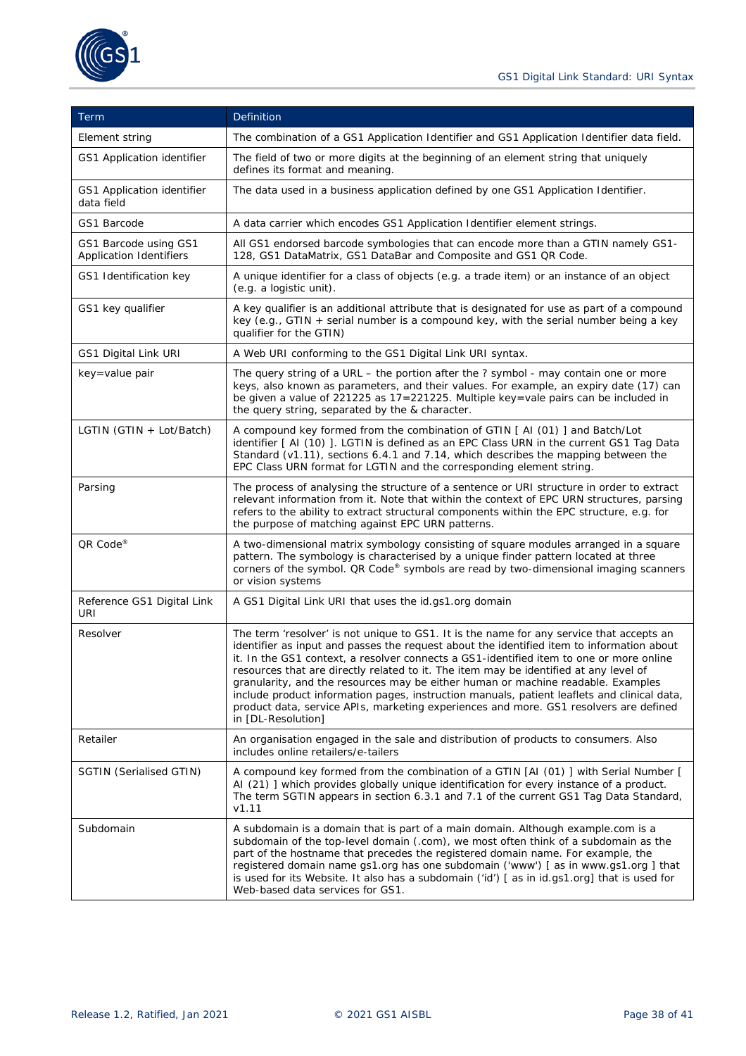| Term | Definition |
|---|---|
| Element string | The combination of a GS1 Application Identifier and GS1 Application Identifier data field. |
| GS1 Application identifier | The field of two or more digits at the beginning of an element string that uniquely defines its format and meaning. |
| GS1 Application identifier data field | The data used in a business application defined by one GS1 Application Identifier. |
| GS1 Barcode | A data carrier which encodes GS1 Application Identifier element strings. |
| GS1 Barcode using GS1 Application Identifiers | All GS1 endorsed barcode symbologies that can encode more than a GTIN namely GS1-128, GS1 DataMatrix, GS1 DataBar and Composite and GS1 QR Code. |
| GS1 Identification key | A unique identifier for a class of objects (e.g. a trade item) or an instance of an object (e.g. a logistic unit). |
| GS1 key qualifier | A key qualifier is an additional attribute that is designated for use as part of a compound key (e.g., GTIN + serial number is a compound key, with the serial number being a key qualifier for the GTIN) |
| GS1 Digital Link URI | A Web URI conforming to the GS1 Digital Link URI syntax. |
| key=value pair | The query string of a URL – the portion after the ? symbol - may contain one or more keys, also known as parameters, and their values. For example, an expiry date (17) can be given a value of 221225 as 17=221225. Multiple key=vale pairs can be included in the query string, separated by the & character. |
| LGTIN (GTIN + Lot/Batch) | A compound key formed from the combination of GTIN [ AI (01) ] and Batch/Lot identifier [ AI (10) ]. LGTIN is defined as an EPC Class URN in the current GS1 Tag Data Standard (v1.11), sections 6.4.1 and 7.14, which describes the mapping between the EPC Class URN format for LGTIN and the corresponding element string. |
| Parsing | The process of analysing the structure of a sentence or URI structure in order to extract relevant information from it. Note that within the context of EPC URN structures, parsing refers to the ability to extract structural components within the EPC structure, e.g. for the purpose of matching against EPC URN patterns. |
| QR Code® | A two-dimensional matrix symbology consisting of square modules arranged in a square pattern. The symbology is characterised by a unique finder pattern located at three corners of the symbol. QR Code® symbols are read by two-dimensional imaging scanners or vision systems |
| Reference GS1 Digital Link URI | A GS1 Digital Link URI that uses the id.gs1.org domain |
| Resolver | The term 'resolver' is not unique to GS1. It is the name for any service that accepts an identifier as input and passes the request about the identified item to information about it. In the GS1 context, a resolver connects a GS1-identified item to one or more online resources that are directly related to it. The item may be identified at any level of granularity, and the resources may be either human or machine readable. Examples include product information pages, instruction manuals, patient leaflets and clinical data, product data, service APIs, marketing experiences and more. GS1 resolvers are defined in [DL-Resolution] |
| Retailer | An organisation engaged in the sale and distribution of products to consumers. Also includes online retailers/e-tailers |
| SGTIN (Serialised GTIN) | A compound key formed from the combination of a GTIN [AI (01) ] with Serial Number [ AI (21) ] which provides globally unique identification for every instance of a product. The term SGTIN appears in section 6.3.1 and 7.1 of the current GS1 Tag Data Standard, v1.11 |
| Subdomain | A subdomain is a domain that is part of a main domain. Although example.com is a subdomain of the top-level domain (.com), we most often think of a subdomain as the part of the hostname that precedes the registered domain name. For example, the registered domain name gs1.org has one subdomain ('www') [ as in www.gs1.org ] that is used for its Website. It also has a subdomain ('id') [ as in id.gs1.org] that is used for Web-based data services for GS1. |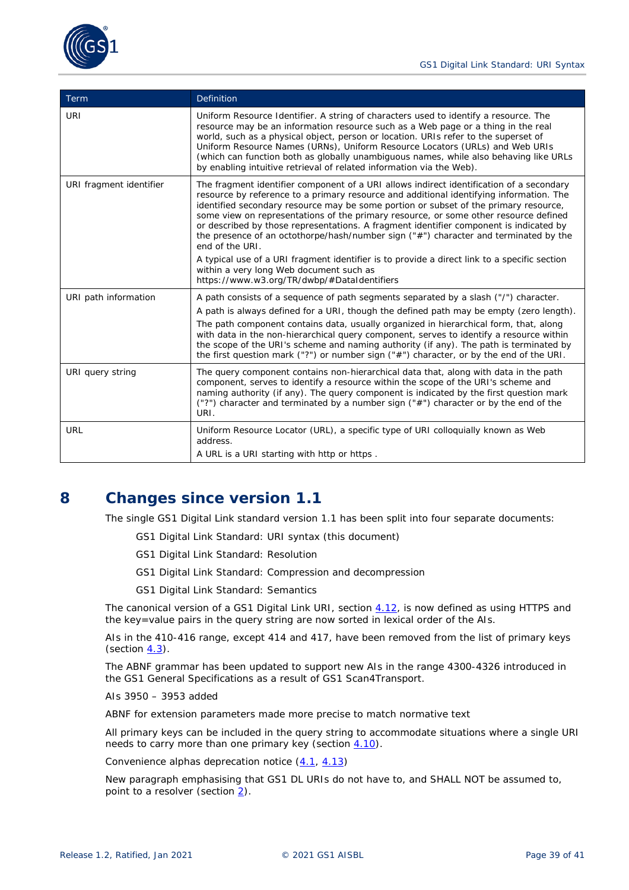| Term | Definition |
| --- | --- |
| URI | Uniform Resource Identifier. A string of characters used to identify a resource. The resource may be an information resource such as a Web page or a thing in the real world, such as a physical object, person or location. URIs refer to the superset of Uniform Resource Names (URNs), Uniform Resource Locators (URLs) and Web URIs (which can function both as globally unambiguous names, while also behaving like URLs by enabling intuitive retrieval of related information via the Web). |
| URI fragment identifier | The fragment identifier component of a URI allows indirect identification of a secondary resource by reference to a primary resource and additional identifying information. The identified secondary resource may be some portion or subset of the primary resource, some view on representations of the primary resource, or some other resource defined or described by those representations. A fragment identifier component is indicated by the presence of an octothorpe/hash/number sign ("#") character and terminated by the end of the URI.<br><br>A typical use of a URI fragment identifier is to provide a direct link to a specific section within a very long Web document such as https://www.w3.org/TR/dwbp/#DataIdentifiers |
| URI path information | A path consists of a sequence of path segments separated by a slash ("/") character.<br><br>A path is always defined for a URI, though the defined path may be empty (zero length).<br><br>The path component contains data, usually organized in hierarchical form, that, along with data in the non-hierarchical query component, serves to identify a resource within the scope of the URI's scheme and naming authority (if any). The path is terminated by the first question mark ("?") or number sign ("#") character, or by the end of the URI. |
| URI query string | The query component contains non-hierarchical data that, along with data in the path component, serves to identify a resource within the scope of the URI's scheme and naming authority (if any). The query component is indicated by the first question mark ("?") character and terminated by a number sign ("#") character or by the end of the URI. |
| URL | Uniform Resource Locator (URL), a specific type of URI colloquially known as Web address.<br><br>A URL is a URI starting with http or https . |

# 8 Changes since version 1.1

The single GS1 Digital Link standard version 1.1 has been split into four separate documents:

- GS1 Digital Link Standard: URI syntax (this document)
- GS1 Digital Link Standard: Resolution
- GS1 Digital Link Standard: Compression and decompression
- GS1 Digital Link Standard: Semantics

The canonical version of a GS1 Digital Link URI, section 4.12, is now defined as using HTTPS and the key=value pairs in the query string are now sorted in lexical order of the AIs.

AIs in the 410-416 range, except 414 and 417, have been removed from the list of primary keys (section 4.3).

The ABNF grammar has been updated to support new AIs in the range 4300-4326 introduced in the GS1 General Specifications as a result of GS1 Scan4Transport.

AIs 3950 – 3953 added

ABNF for extension parameters made more precise to match normative text

All primary keys can be included in the query string to accommodate situations where a single URI needs to carry more than one primary key (section 4.10).

Convenience alphas deprecation notice (4.1, 4.13)

New paragraph emphasising that GS1 DL URIs do not have to, and SHALL NOT be assumed to, point to a resolver (section 2).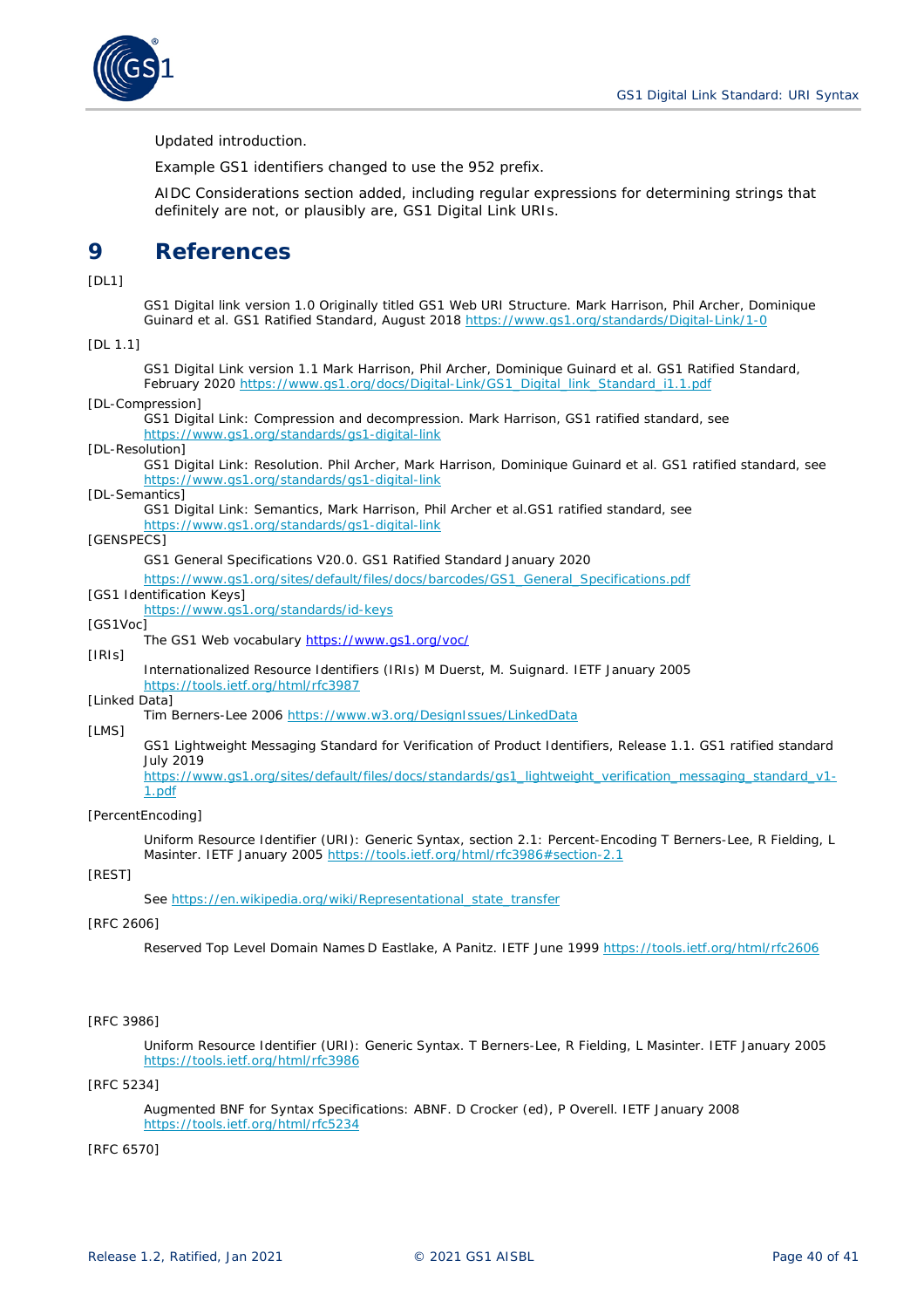Updated introduction.

Example GS1 identifiers changed to use the 952 prefix.

AIDC Considerations section added, including regular expressions for determining strings that definitely are not, or plausibly are, GS1 Digital Link URIs.

# 9 References

[DL1]

GS1 Digital link version 1.0 Originally titled GS1 Web URI Structure. Mark Harrison, Phil Archer, Dominique Guinard et al. GS1 Ratified Standard, August 2018 https://www.gs1.org/standards/Digital-Link/1-0

[DL 1.1]

GS1 Digital Link version 1.1 Mark Harrison, Phil Archer, Dominique Guinard et al. GS1 Ratified Standard, February 2020 https://www.gs1.org/docs/Digital-Link/GS1_Digital_link_Standard_i1.1.pdf

[DL-Compression]

GS1 Digital Link: Compression and decompression. Mark Harrison, GS1 ratified standard, see https://www.gs1.org/standards/gs1-digital-link

[DL-Resolution]

GS1 Digital Link: Resolution. Phil Archer, Mark Harrison, Dominique Guinard et al. GS1 ratified standard, see https://www.gs1.org/standards/gs1-digital-link

[DL-Semantics]

GS1 Digital Link: Semantics, Mark Harrison, Phil Archer et al.GS1 ratified standard, see https://www.gs1.org/standards/gs1-digital-link

[GENSPECS]

GS1 General Specifications V20.0. GS1 Ratified Standard January 2020

https://www.gs1.org/sites/default/files/docs/barcodes/GS1_General_Specifications.pdf

[GS1 Identification Keys]

https://www.gs1.org/standards/id-keys

[GS1Voc]

The GS1 Web vocabulary https://www.gs1.org/voc/

[IRIs]

Internationalized Resource Identifiers (IRIs) M Duerst, M. Suignard. IETF January 2005 https://tools.ietf.org/html/rfc3987

[Linked Data]

Tim Berners-Lee 2006 https://www.w3.org/DesignIssues/LinkedData

[LMS]

GS1 Lightweight Messaging Standard for Verification of Product Identifiers, Release 1.1. GS1 ratified standard July 2019 https://www.gs1.org/sites/default/files/docs/standards/gs1_lightweight_verification_messaging_standard_v1-1.pdf

[PercentEncoding]

Uniform Resource Identifier (URI): Generic Syntax, section 2.1: Percent-Encoding T Berners-Lee, R Fielding, L Masinter. IETF January 2005 https://tools.ietf.org/html/rfc3986#section-2.1

[REST]

See https://en.wikipedia.org/wiki/Representational_state_transfer

[RFC 2606]

Reserved Top Level Domain Names D Eastlake, A Panitz. IETF June 1999 https://tools.ietf.org/html/rfc2606

[RFC 3986]

Uniform Resource Identifier (URI): Generic Syntax. T Berners-Lee, R Fielding, L Masinter. IETF January 2005 https://tools.ietf.org/html/rfc3986

[RFC 5234]

Augmented BNF for Syntax Specifications: ABNF. D Crocker (ed), P Overell. IETF January 2008 https://tools.ietf.org/html/rfc5234

[RFC 6570]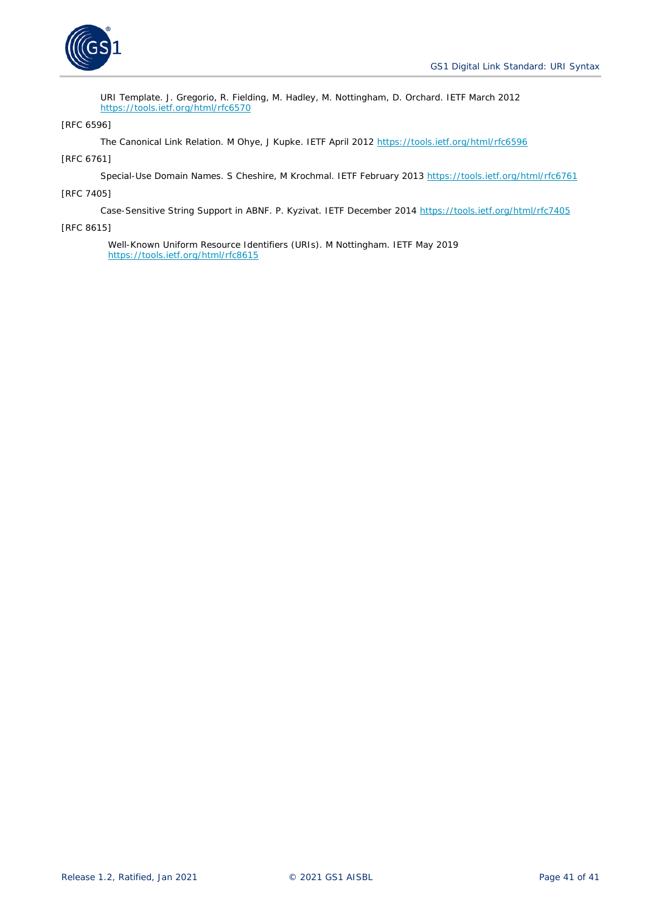URI Template. J. Gregorio, R. Fielding, M. Hadley, M. Nottingham, D. Orchard. IETF March 2012 https://tools.ietf.org/html/rfc6570

[RFC 6596]

The Canonical Link Relation. M Ohye, J Kupke. IETF April 2012 https://tools.ietf.org/html/rfc6596

[RFC 6761]

Special-Use Domain Names. S Cheshire, M Krochmal. IETF February 2013 https://tools.ietf.org/html/rfc6761

[RFC 7405]

Case-Sensitive String Support in ABNF. P. Kyzivat. IETF December 2014 https://tools.ietf.org/html/rfc7405

[RFC 8615]

Well-Known Uniform Resource Identifiers (URIs). M Nottingham. IETF May 2019 https://tools.ietf.org/html/rfc8615